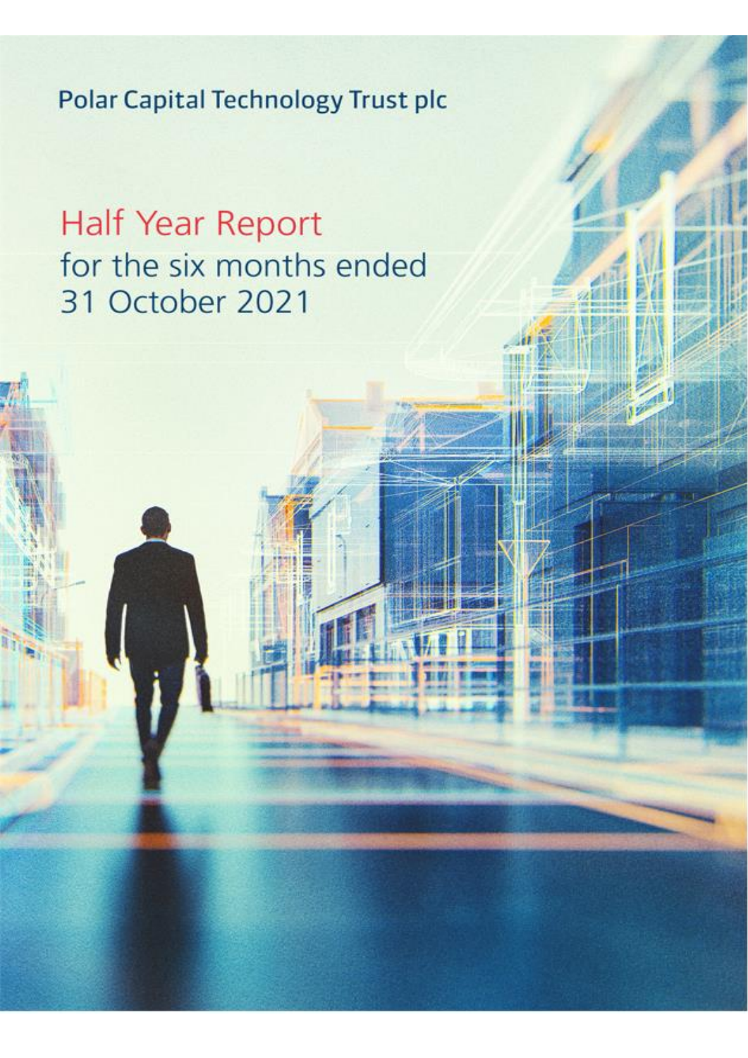Polar Capital Technology Trust plc

# Half Year Report

for the six months ended 31 October 2021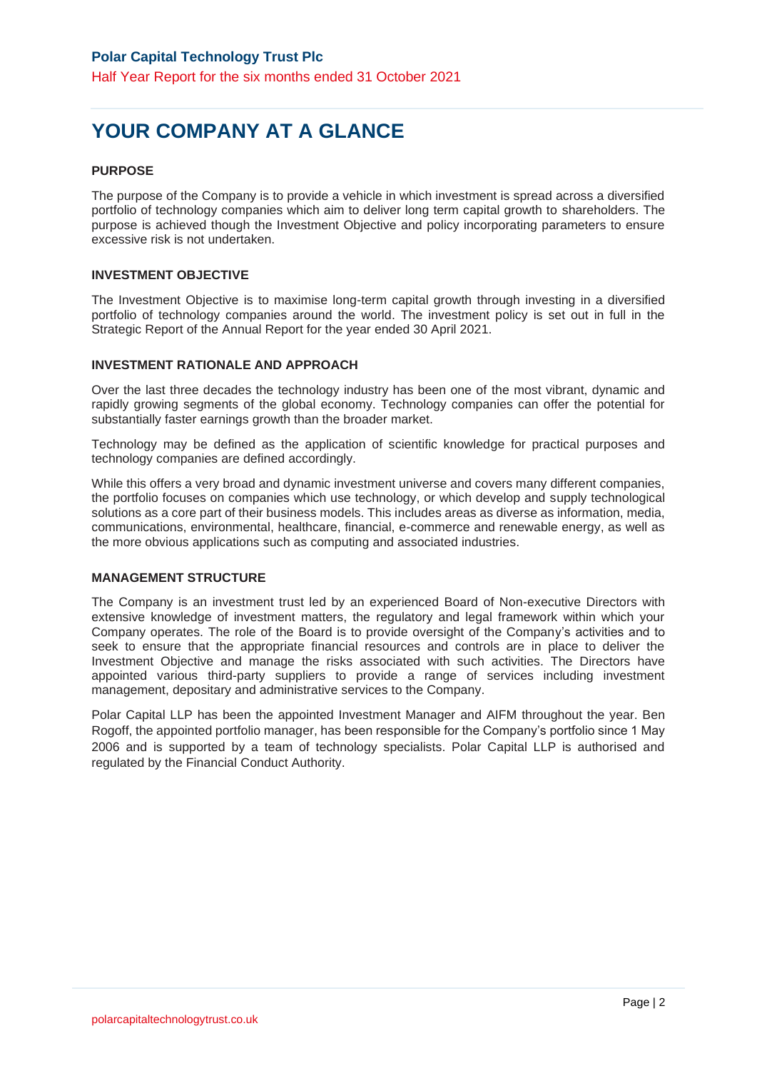# YOUR COMPANY AT A GLANCE

### PURPOSE

The purpose of the Company is to provide a vehicle in which investment is spread across a diversified portfolio of technology companies which aim to deliver long term capital growth to shareholders. The purpose is achieved though the Investment Objective and policy incorporating parameters to ensure excessive risk is not undertaken.

### INVESTMENT OBJECTIVE

The Investment Objective is to maximise long-term capital growth through investing in a diversified portfolio of technology companies around the world. The investment policy is set out in full in the Strategic Report of the Annual Report for the year ended 30 April 2021.

### INVESTMENT RATIONALE AND APPROACH

Over the last three decades the technology industry has been one of the most vibrant, dynamic and rapidly growing segments of the global economy. Technology companies can offer the potential for substantially faster earnings growth than the broader market.

Technology may be defined as the application of scientific knowledge for practical purposes and technology companies are defined accordingly.

While this offers a very broad and dynamic investment universe and covers many different companies, the portfolio focuses on companies which use technology, or which develop and supply technological solutions as a core part of their business models. This includes areas as diverse as information, media, communications, environmental, healthcare, financial, e-commerce and renewable energy, as well as the more obvious applications such as computing and associated industries.

### MANAGEMENT STRUCTURE

The Company is an investment trust led by an experienced Board of Non-executive Directors with extensive knowledge of investment matters, the regulatory and legal framework within which your Company operates. The role of the Board is to provide oversight of the Company's activities and to seek to ensure that the appropriate financial resources and controls are in place to deliver the Investment Objective and manage the risks associated with such activities. The Directors have appointed various third-party suppliers to provide a range of services including investment management, depositary and administrative services to the Company.

Polar Capital LLP has been the appointed Investment Manager and AIFM throughout the year. Ben Rogoff, the appointed portfolio manager, has been responsible for the Company's portfolio since 1 May 2006 and is supported by a team of technology specialists. Polar Capital LLP is authorised and regulated by the Financial Conduct Authority.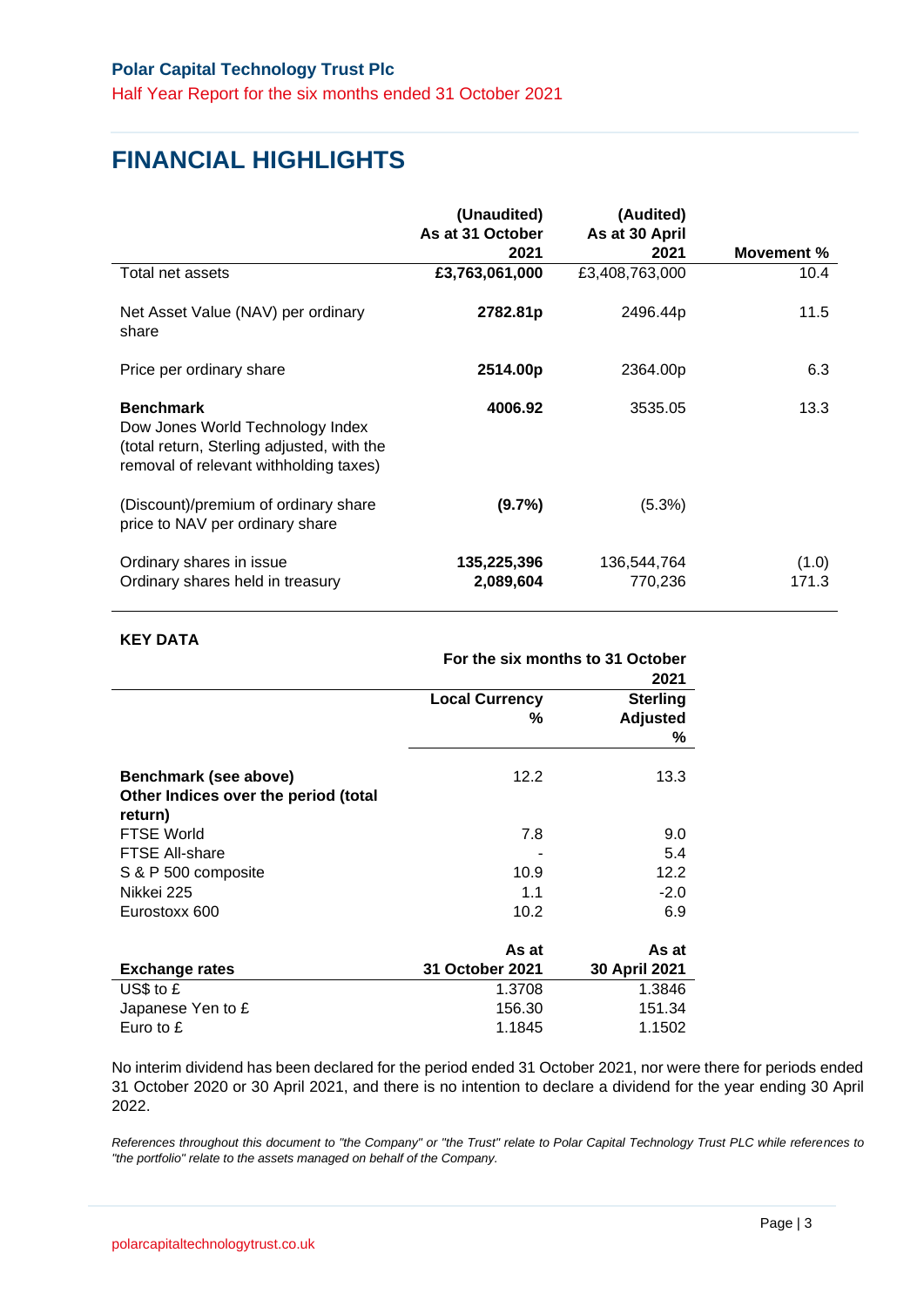# FINANCIAL HIGHLIGHTS

| | (Unaudited) As at 31 October 2021 | (Audited) As at 30 April 2021 | Movement % |
|---|---|---|---|
| Total net assets | **£3,763,061,000** | £3,408,763,000 | 10.4 |
| Net Asset Value (NAV) per ordinary share | **2782.81p** | 2496.44p | 11.5 |
| Price per ordinary share | **2514.00p** | 2364.00p | 6.3 |
| **Benchmark** Dow Jones World Technology Index (total return, Sterling adjusted, with the removal of relevant withholding taxes) | **4006.92** | 3535.05 | 13.3 |
| (Discount)/premium of ordinary share price to NAV per ordinary share | **(9.7%)** | (5.3%) | |
| Ordinary shares in issue | **135,225,396** | 136,544,764 | (1.0) |
| Ordinary shares held in treasury | **2,089,604** | 770,236 | 171.3 |

**KEY DATA**

| | For the six months to 31 October 2021 | |
|---|---|---|
| | **Local Currency %** | **Sterling Adjusted %** |
| **Benchmark (see above)** | 12.2 | 13.3 |
| **Other Indices over the period (total return)** | | |
| FTSE World | 7.8 | 9.0 |
| FTSE All-share | - | 5.4 |
| S & P 500 composite | 10.9 | 12.2 |
| Nikkei 225 | 1.1 | -2.0 |
| Eurostoxx 600 | 10.2 | 6.9 |

| **Exchange rates** | **As at 31 October 2021** | **As at 30 April 2021** |
|---|---|---|
| US$ to £ | 1.3708 | 1.3846 |
| Japanese Yen to £ | 156.30 | 151.34 |
| Euro to £ | 1.1845 | 1.1502 |

No interim dividend has been declared for the period ended 31 October 2021, nor were there for periods ended 31 October 2020 or 30 April 2021, and there is no intention to declare a dividend for the year ending 30 April 2022.

*References throughout this document to "the Company" or "the Trust" relate to Polar Capital Technology Trust PLC while references to "the portfolio" relate to the assets managed on behalf of the Company.*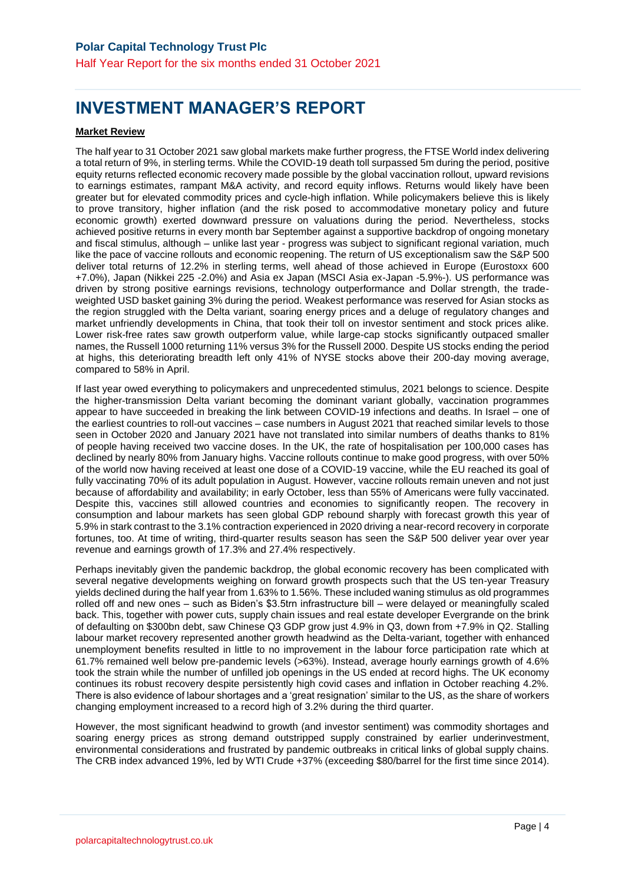# INVESTMENT MANAGER'S REPORT

**Market Review**

The half year to 31 October 2021 saw global markets make further progress, the FTSE World index delivering a total return of 9%, in sterling terms. While the COVID-19 death toll surpassed 5m during the period, positive equity returns reflected economic recovery made possible by the global vaccination rollout, upward revisions to earnings estimates, rampant M&A activity, and record equity inflows. Returns would likely have been greater but for elevated commodity prices and cycle-high inflation. While policymakers believe this is likely to prove transitory, higher inflation (and the risk posed to accommodative monetary policy and future economic growth) exerted downward pressure on valuations during the period. Nevertheless, stocks achieved positive returns in every month bar September against a supportive backdrop of ongoing monetary and fiscal stimulus, although – unlike last year - progress was subject to significant regional variation, much like the pace of vaccine rollouts and economic reopening. The return of US exceptionalism saw the S&P 500 deliver total returns of 12.2% in sterling terms, well ahead of those achieved in Europe (Eurostoxx 600 +7.0%), Japan (Nikkei 225 -2.0%) and Asia ex Japan (MSCI Asia ex-Japan -5.9%-). US performance was driven by strong positive earnings revisions, technology outperformance and Dollar strength, the trade-weighted USD basket gaining 3% during the period. Weakest performance was reserved for Asian stocks as the region struggled with the Delta variant, soaring energy prices and a deluge of regulatory changes and market unfriendly developments in China, that took their toll on investor sentiment and stock prices alike. Lower risk-free rates saw growth outperform value, while large-cap stocks significantly outpaced smaller names, the Russell 1000 returning 11% versus 3% for the Russell 2000. Despite US stocks ending the period at highs, this deteriorating breadth left only 41% of NYSE stocks above their 200-day moving average, compared to 58% in April.

If last year owed everything to policymakers and unprecedented stimulus, 2021 belongs to science. Despite the higher-transmission Delta variant becoming the dominant variant globally, vaccination programmes appear to have succeeded in breaking the link between COVID-19 infections and deaths. In Israel – one of the earliest countries to roll-out vaccines – case numbers in August 2021 that reached similar levels to those seen in October 2020 and January 2021 have not translated into similar numbers of deaths thanks to 81% of people having received two vaccine doses. In the UK, the rate of hospitalisation per 100,000 cases has declined by nearly 80% from January highs. Vaccine rollouts continue to make good progress, with over 50% of the world now having received at least one dose of a COVID-19 vaccine, while the EU reached its goal of fully vaccinating 70% of its adult population in August. However, vaccine rollouts remain uneven and not just because of affordability and availability; in early October, less than 55% of Americans were fully vaccinated. Despite this, vaccines still allowed countries and economies to significantly reopen. The recovery in consumption and labour markets has seen global GDP rebound sharply with forecast growth this year of 5.9% in stark contrast to the 3.1% contraction experienced in 2020 driving a near-record recovery in corporate fortunes, too. At time of writing, third-quarter results season has seen the S&P 500 deliver year over year revenue and earnings growth of 17.3% and 27.4% respectively.

Perhaps inevitably given the pandemic backdrop, the global economic recovery has been complicated with several negative developments weighing on forward growth prospects such that the US ten-year Treasury yields declined during the half year from 1.63% to 1.56%. These included waning stimulus as old programmes rolled off and new ones – such as Biden's $3.5trn infrastructure bill – were delayed or meaningfully scaled back. This, together with power cuts, supply chain issues and real estate developer Evergrande on the brink of defaulting on $300bn debt, saw Chinese Q3 GDP grow just 4.9% in Q3, down from +7.9% in Q2. Stalling labour market recovery represented another growth headwind as the Delta-variant, together with enhanced unemployment benefits resulted in little to no improvement in the labour force participation rate which at 61.7% remained well below pre-pandemic levels (>63%). Instead, average hourly earnings growth of 4.6% took the strain while the number of unfilled job openings in the US ended at record highs. The UK economy continues its robust recovery despite persistently high covid cases and inflation in October reaching 4.2%. There is also evidence of labour shortages and a 'great resignation' similar to the US, as the share of workers changing employment increased to a record high of 3.2% during the third quarter.

However, the most significant headwind to growth (and investor sentiment) was commodity shortages and soaring energy prices as strong demand outstripped supply constrained by earlier underinvestment, environmental considerations and frustrated by pandemic outbreaks in critical links of global supply chains. The CRB index advanced 19%, led by WTI Crude +37% (exceeding $80/barrel for the first time since 2014).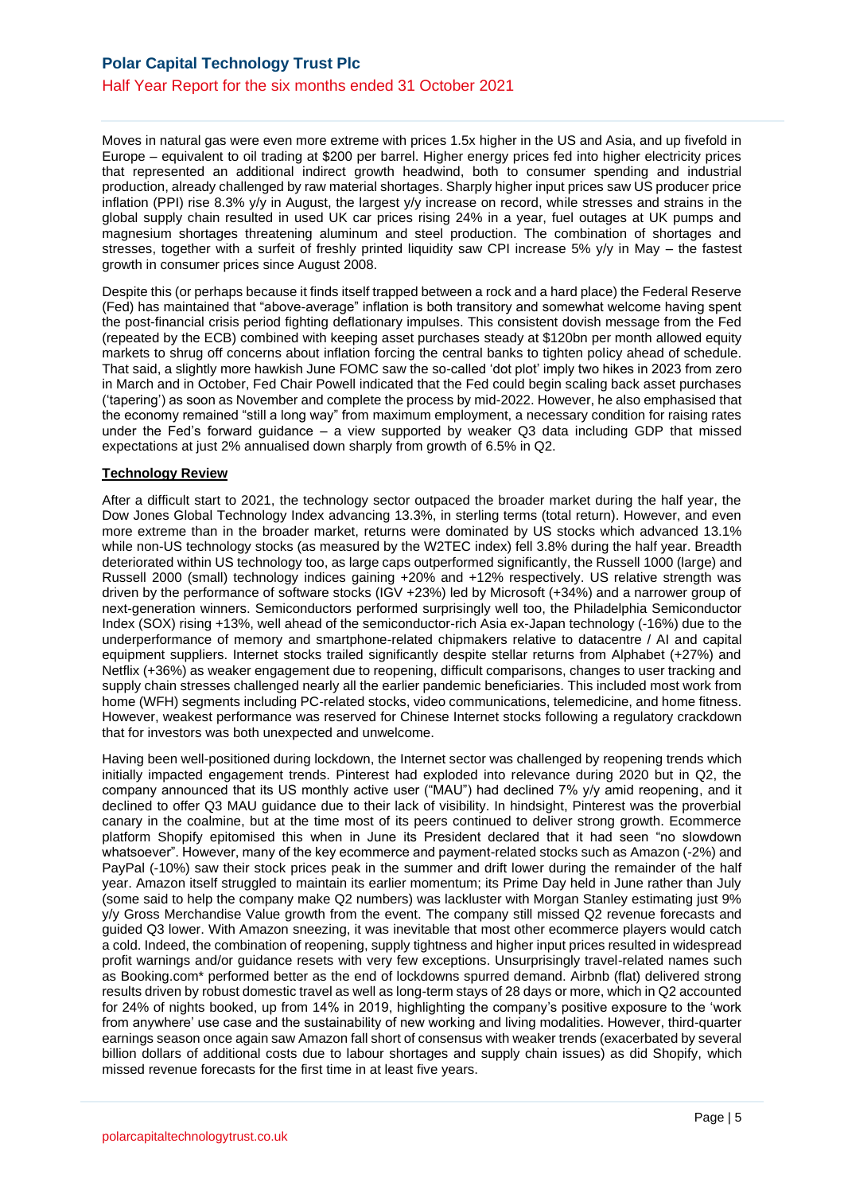Moves in natural gas were even more extreme with prices 1.5x higher in the US and Asia, and up fivefold in Europe – equivalent to oil trading at $200 per barrel. Higher energy prices fed into higher electricity prices that represented an additional indirect growth headwind, both to consumer spending and industrial production, already challenged by raw material shortages. Sharply higher input prices saw US producer price inflation (PPI) rise 8.3% y/y in August, the largest y/y increase on record, while stresses and strains in the global supply chain resulted in used UK car prices rising 24% in a year, fuel outages at UK pumps and magnesium shortages threatening aluminum and steel production. The combination of shortages and stresses, together with a surfeit of freshly printed liquidity saw CPI increase 5% y/y in May – the fastest growth in consumer prices since August 2008.

Despite this (or perhaps because it finds itself trapped between a rock and a hard place) the Federal Reserve (Fed) has maintained that "above-average" inflation is both transitory and somewhat welcome having spent the post-financial crisis period fighting deflationary impulses. This consistent dovish message from the Fed (repeated by the ECB) combined with keeping asset purchases steady at $120bn per month allowed equity markets to shrug off concerns about inflation forcing the central banks to tighten policy ahead of schedule. That said, a slightly more hawkish June FOMC saw the so-called 'dot plot' imply two hikes in 2023 from zero in March and in October, Fed Chair Powell indicated that the Fed could begin scaling back asset purchases ('tapering') as soon as November and complete the process by mid-2022. However, he also emphasised that the economy remained "still a long way" from maximum employment, a necessary condition for raising rates under the Fed's forward guidance – a view supported by weaker Q3 data including GDP that missed expectations at just 2% annualised down sharply from growth of 6.5% in Q2.

**Technology Review**

After a difficult start to 2021, the technology sector outpaced the broader market during the half year, the Dow Jones Global Technology Index advancing 13.3%, in sterling terms (total return). However, and even more extreme than in the broader market, returns were dominated by US stocks which advanced 13.1% while non-US technology stocks (as measured by the W2TEC index) fell 3.8% during the half year. Breadth deteriorated within US technology too, as large caps outperformed significantly, the Russell 1000 (large) and Russell 2000 (small) technology indices gaining +20% and +12% respectively. US relative strength was driven by the performance of software stocks (IGV +23%) led by Microsoft (+34%) and a narrower group of next-generation winners. Semiconductors performed surprisingly well too, the Philadelphia Semiconductor Index (SOX) rising +13%, well ahead of the semiconductor-rich Asia ex-Japan technology (-16%) due to the underperformance of memory and smartphone-related chipmakers relative to datacentre / AI and capital equipment suppliers. Internet stocks trailed significantly despite stellar returns from Alphabet (+27%) and Netflix (+36%) as weaker engagement due to reopening, difficult comparisons, changes to user tracking and supply chain stresses challenged nearly all the earlier pandemic beneficiaries. This included most work from home (WFH) segments including PC-related stocks, video communications, telemedicine, and home fitness. However, weakest performance was reserved for Chinese Internet stocks following a regulatory crackdown that for investors was both unexpected and unwelcome.

Having been well-positioned during lockdown, the Internet sector was challenged by reopening trends which initially impacted engagement trends. Pinterest had exploded into relevance during 2020 but in Q2, the company announced that its US monthly active user ("MAU") had declined 7% y/y amid reopening, and it declined to offer Q3 MAU guidance due to their lack of visibility. In hindsight, Pinterest was the proverbial canary in the coalmine, but at the time most of its peers continued to deliver strong growth. Ecommerce platform Shopify epitomised this when in June its President declared that it had seen "no slowdown whatsoever". However, many of the key ecommerce and payment-related stocks such as Amazon (-2%) and PayPal (-10%) saw their stock prices peak in the summer and drift lower during the remainder of the half year. Amazon itself struggled to maintain its earlier momentum; its Prime Day held in June rather than July (some said to help the company make Q2 numbers) was lackluster with Morgan Stanley estimating just 9% y/y Gross Merchandise Value growth from the event. The company still missed Q2 revenue forecasts and guided Q3 lower. With Amazon sneezing, it was inevitable that most other ecommerce players would catch a cold. Indeed, the combination of reopening, supply tightness and higher input prices resulted in widespread profit warnings and/or guidance resets with very few exceptions. Unsurprisingly travel-related names such as Booking.com* performed better as the end of lockdowns spurred demand. Airbnb (flat) delivered strong results driven by robust domestic travel as well as long-term stays of 28 days or more, which in Q2 accounted for 24% of nights booked, up from 14% in 2019, highlighting the company's positive exposure to the 'work from anywhere' use case and the sustainability of new working and living modalities. However, third-quarter earnings season once again saw Amazon fall short of consensus with weaker trends (exacerbated by several billion dollars of additional costs due to labour shortages and supply chain issues) as did Shopify, which missed revenue forecasts for the first time in at least five years.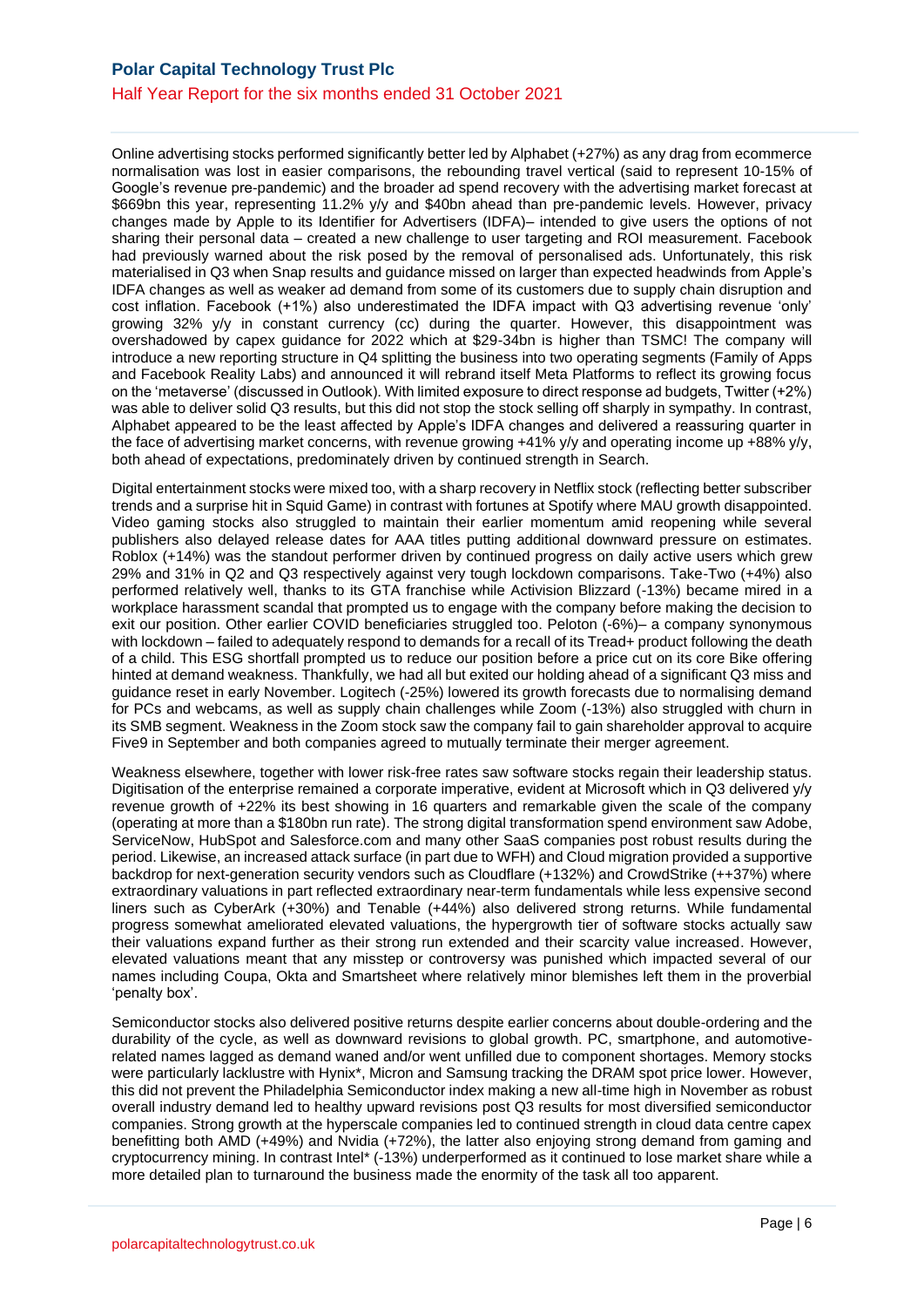Online advertising stocks performed significantly better led by Alphabet (+27%) as any drag from ecommerce normalisation was lost in easier comparisons, the rebounding travel vertical (said to represent 10-15% of Google's revenue pre-pandemic) and the broader ad spend recovery with the advertising market forecast at $669bn this year, representing 11.2% y/y and $40bn ahead than pre-pandemic levels. However, privacy changes made by Apple to its Identifier for Advertisers (IDFA)– intended to give users the options of not sharing their personal data – created a new challenge to user targeting and ROI measurement. Facebook had previously warned about the risk posed by the removal of personalised ads. Unfortunately, this risk materialised in Q3 when Snap results and guidance missed on larger than expected headwinds from Apple's IDFA changes as well as weaker ad demand from some of its customers due to supply chain disruption and cost inflation. Facebook (+1%) also underestimated the IDFA impact with Q3 advertising revenue 'only' growing 32% y/y in constant currency (cc) during the quarter. However, this disappointment was overshadowed by capex guidance for 2022 which at $29-34bn is higher than TSMC! The company will introduce a new reporting structure in Q4 splitting the business into two operating segments (Family of Apps and Facebook Reality Labs) and announced it will rebrand itself Meta Platforms to reflect its growing focus on the 'metaverse' (discussed in Outlook). With limited exposure to direct response ad budgets, Twitter (+2%) was able to deliver solid Q3 results, but this did not stop the stock selling off sharply in sympathy. In contrast, Alphabet appeared to be the least affected by Apple's IDFA changes and delivered a reassuring quarter in the face of advertising market concerns, with revenue growing +41% y/y and operating income up +88% y/y, both ahead of expectations, predominately driven by continued strength in Search.

Digital entertainment stocks were mixed too, with a sharp recovery in Netflix stock (reflecting better subscriber trends and a surprise hit in Squid Game) in contrast with fortunes at Spotify where MAU growth disappointed. Video gaming stocks also struggled to maintain their earlier momentum amid reopening while several publishers also delayed release dates for AAA titles putting additional downward pressure on estimates. Roblox (+14%) was the standout performer driven by continued progress on daily active users which grew 29% and 31% in Q2 and Q3 respectively against very tough lockdown comparisons. Take-Two (+4%) also performed relatively well, thanks to its GTA franchise while Activision Blizzard (-13%) became mired in a workplace harassment scandal that prompted us to engage with the company before making the decision to exit our position. Other earlier COVID beneficiaries struggled too. Peloton (-6%)– a company synonymous with lockdown – failed to adequately respond to demands for a recall of its Tread+ product following the death of a child. This ESG shortfall prompted us to reduce our position before a price cut on its core Bike offering hinted at demand weakness. Thankfully, we had all but exited our holding ahead of a significant Q3 miss and guidance reset in early November. Logitech (-25%) lowered its growth forecasts due to normalising demand for PCs and webcams, as well as supply chain challenges while Zoom (-13%) also struggled with churn in its SMB segment. Weakness in the Zoom stock saw the company fail to gain shareholder approval to acquire Five9 in September and both companies agreed to mutually terminate their merger agreement.

Weakness elsewhere, together with lower risk-free rates saw software stocks regain their leadership status. Digitisation of the enterprise remained a corporate imperative, evident at Microsoft which in Q3 delivered y/y revenue growth of +22% its best showing in 16 quarters and remarkable given the scale of the company (operating at more than a $180bn run rate). The strong digital transformation spend environment saw Adobe, ServiceNow, HubSpot and Salesforce.com and many other SaaS companies post robust results during the period. Likewise, an increased attack surface (in part due to WFH) and Cloud migration provided a supportive backdrop for next-generation security vendors such as Cloudflare (+132%) and CrowdStrike (++37%) where extraordinary valuations in part reflected extraordinary near-term fundamentals while less expensive second liners such as CyberArk (+30%) and Tenable (+44%) also delivered strong returns. While fundamental progress somewhat ameliorated elevated valuations, the hypergrowth tier of software stocks actually saw their valuations expand further as their strong run extended and their scarcity value increased. However, elevated valuations meant that any misstep or controversy was punished which impacted several of our names including Coupa, Okta and Smartsheet where relatively minor blemishes left them in the proverbial 'penalty box'.

Semiconductor stocks also delivered positive returns despite earlier concerns about double-ordering and the durability of the cycle, as well as downward revisions to global growth. PC, smartphone, and automotive-related names lagged as demand waned and/or went unfilled due to component shortages. Memory stocks were particularly lacklustre with Hynix*, Micron and Samsung tracking the DRAM spot price lower. However, this did not prevent the Philadelphia Semiconductor index making a new all-time high in November as robust overall industry demand led to healthy upward revisions post Q3 results for most diversified semiconductor companies. Strong growth at the hyperscale companies led to continued strength in cloud data centre capex benefitting both AMD (+49%) and Nvidia (+72%), the latter also enjoying strong demand from gaming and cryptocurrency mining. In contrast Intel* (-13%) underperformed as it continued to lose market share while a more detailed plan to turnaround the business made the enormity of the task all too apparent.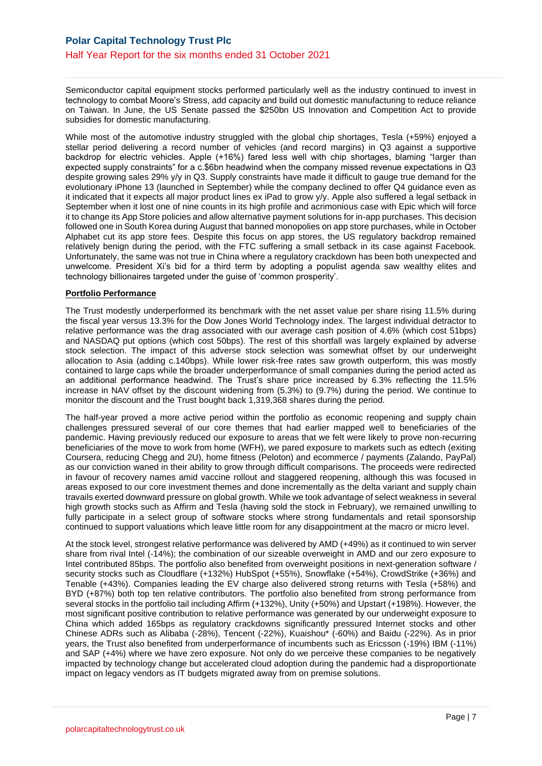Semiconductor capital equipment stocks performed particularly well as the industry continued to invest in technology to combat Moore's Stress, add capacity and build out domestic manufacturing to reduce reliance on Taiwan. In June, the US Senate passed the $250bn US Innovation and Competition Act to provide subsidies for domestic manufacturing.

While most of the automotive industry struggled with the global chip shortages, Tesla (+59%) enjoyed a stellar period delivering a record number of vehicles (and record margins) in Q3 against a supportive backdrop for electric vehicles. Apple (+16%) fared less well with chip shortages, blaming "larger than expected supply constraints" for a c.$6bn headwind when the company missed revenue expectations in Q3 despite growing sales 29% y/y in Q3. Supply constraints have made it difficult to gauge true demand for the evolutionary iPhone 13 (launched in September) while the company declined to offer Q4 guidance even as it indicated that it expects all major product lines ex iPad to grow y/y. Apple also suffered a legal setback in September when it lost one of nine counts in its high profile and acrimonious case with Epic which will force it to change its App Store policies and allow alternative payment solutions for in-app purchases. This decision followed one in South Korea during August that banned monopolies on app store purchases, while in October Alphabet cut its app store fees. Despite this focus on app stores, the US regulatory backdrop remained relatively benign during the period, with the FTC suffering a small setback in its case against Facebook. Unfortunately, the same was not true in China where a regulatory crackdown has been both unexpected and unwelcome. President Xi's bid for a third term by adopting a populist agenda saw wealthy elites and technology billionaires targeted under the guise of 'common prosperity'.

**Portfolio Performance**

The Trust modestly underperformed its benchmark with the net asset value per share rising 11.5% during the fiscal year versus 13.3% for the Dow Jones World Technology index. The largest individual detractor to relative performance was the drag associated with our average cash position of 4.6% (which cost 51bps) and NASDAQ put options (which cost 50bps). The rest of this shortfall was largely explained by adverse stock selection. The impact of this adverse stock selection was somewhat offset by our underweight allocation to Asia (adding c.140bps). While lower risk-free rates saw growth outperform, this was mostly contained to large caps while the broader underperformance of small companies during the period acted as an additional performance headwind. The Trust's share price increased by 6.3% reflecting the 11.5% increase in NAV offset by the discount widening from (5.3%) to (9.7%) during the period. We continue to monitor the discount and the Trust bought back 1,319,368 shares during the period.

The half-year proved a more active period within the portfolio as economic reopening and supply chain challenges pressured several of our core themes that had earlier mapped well to beneficiaries of the pandemic. Having previously reduced our exposure to areas that we felt were likely to prove non-recurring beneficiaries of the move to work from home (WFH), we pared exposure to markets such as edtech (exiting Coursera, reducing Chegg and 2U), home fitness (Peloton) and ecommerce / payments (Zalando, PayPal) as our conviction waned in their ability to grow through difficult comparisons. The proceeds were redirected in favour of recovery names amid vaccine rollout and staggered reopening, although this was focused in areas exposed to our core investment themes and done incrementally as the delta variant and supply chain travails exerted downward pressure on global growth. While we took advantage of select weakness in several high growth stocks such as Affirm and Tesla (having sold the stock in February), we remained unwilling to fully participate in a select group of software stocks where strong fundamentals and retail sponsorship continued to support valuations which leave little room for any disappointment at the macro or micro level.

At the stock level, strongest relative performance was delivered by AMD (+49%) as it continued to win server share from rival Intel (-14%); the combination of our sizeable overweight in AMD and our zero exposure to Intel contributed 85bps. The portfolio also benefited from overweight positions in next-generation software / security stocks such as Cloudflare (+132%) HubSpot (+55%), Snowflake (+54%), CrowdStrike (+36%) and Tenable (+43%). Companies leading the EV charge also delivered strong returns with Tesla (+58%) and BYD (+87%) both top ten relative contributors. The portfolio also benefited from strong performance from several stocks in the portfolio tail including Affirm (+132%), Unity (+50%) and Upstart (+198%). However, the most significant positive contribution to relative performance was generated by our underweight exposure to China which added 165bps as regulatory crackdowns significantly pressured Internet stocks and other Chinese ADRs such as Alibaba (-28%), Tencent (-22%), Kuaishou* (-60%) and Baidu (-22%). As in prior years, the Trust also benefited from underperformance of incumbents such as Ericsson (-19%) IBM (-11%) and SAP (+4%) where we have zero exposure. Not only do we perceive these companies to be negatively impacted by technology change but accelerated cloud adoption during the pandemic had a disproportionate impact on legacy vendors as IT budgets migrated away from on premise solutions.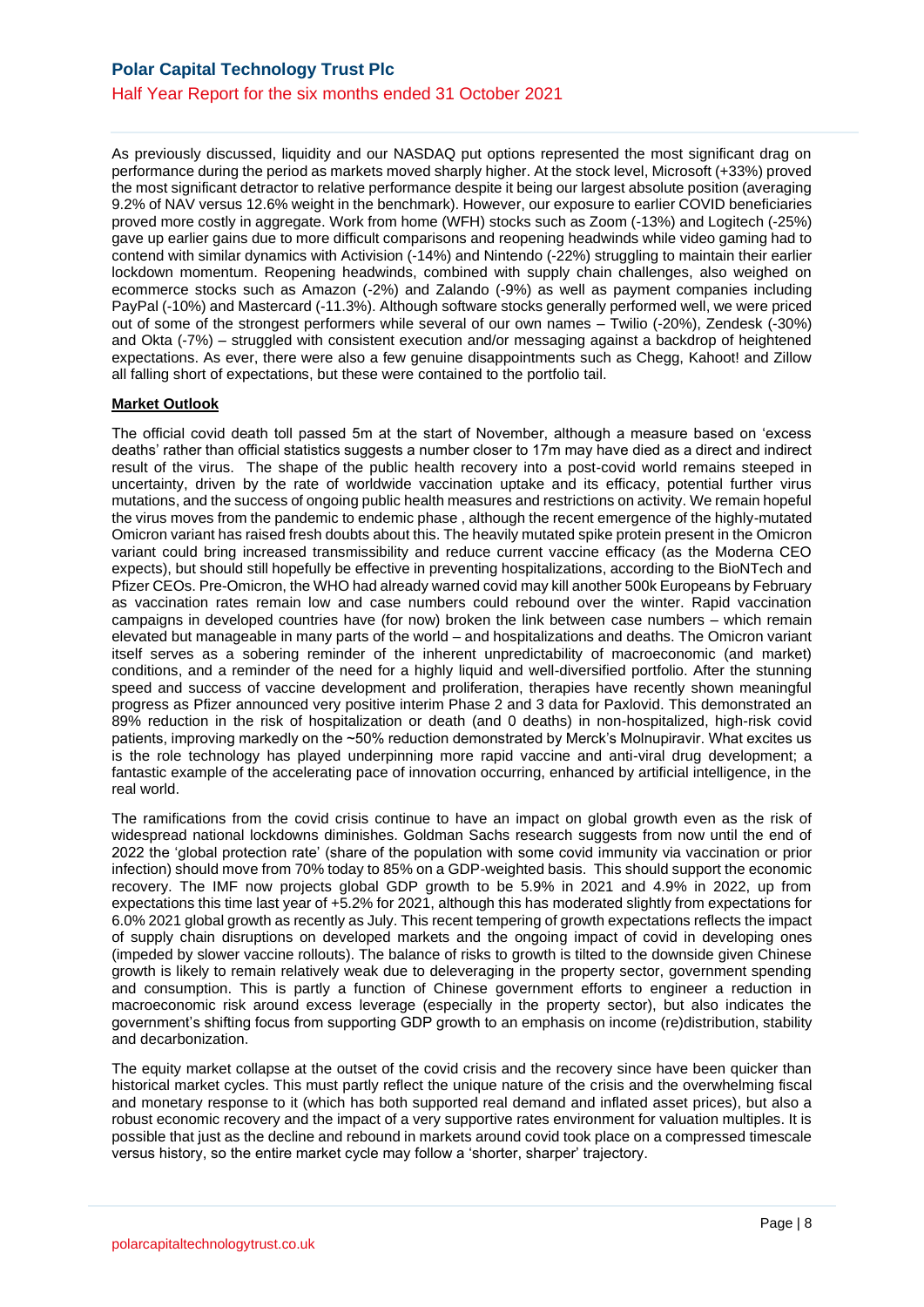As previously discussed, liquidity and our NASDAQ put options represented the most significant drag on performance during the period as markets moved sharply higher. At the stock level, Microsoft (+33%) proved the most significant detractor to relative performance despite it being our largest absolute position (averaging 9.2% of NAV versus 12.6% weight in the benchmark). However, our exposure to earlier COVID beneficiaries proved more costly in aggregate. Work from home (WFH) stocks such as Zoom (-13%) and Logitech (-25%) gave up earlier gains due to more difficult comparisons and reopening headwinds while video gaming had to contend with similar dynamics with Activision (-14%) and Nintendo (-22%) struggling to maintain their earlier lockdown momentum. Reopening headwinds, combined with supply chain challenges, also weighed on ecommerce stocks such as Amazon (-2%) and Zalando (-9%) as well as payment companies including PayPal (-10%) and Mastercard (-11.3%). Although software stocks generally performed well, we were priced out of some of the strongest performers while several of our own names – Twilio (-20%), Zendesk (-30%) and Okta (-7%) – struggled with consistent execution and/or messaging against a backdrop of heightened expectations. As ever, there were also a few genuine disappointments such as Chegg, Kahoot! and Zillow all falling short of expectations, but these were contained to the portfolio tail.

## Market Outlook

The official covid death toll passed 5m at the start of November, although a measure based on 'excess deaths' rather than official statistics suggests a number closer to 17m may have died as a direct and indirect result of the virus. The shape of the public health recovery into a post-covid world remains steeped in uncertainty, driven by the rate of worldwide vaccination uptake and its efficacy, potential further virus mutations, and the success of ongoing public health measures and restrictions on activity. We remain hopeful the virus moves from the pandemic to endemic phase , although the recent emergence of the highly-mutated Omicron variant has raised fresh doubts about this. The heavily mutated spike protein present in the Omicron variant could bring increased transmissibility and reduce current vaccine efficacy (as the Moderna CEO expects), but should still hopefully be effective in preventing hospitalizations, according to the BioNTech and Pfizer CEOs. Pre-Omicron, the WHO had already warned covid may kill another 500k Europeans by February as vaccination rates remain low and case numbers could rebound over the winter. Rapid vaccination campaigns in developed countries have (for now) broken the link between case numbers – which remain elevated but manageable in many parts of the world – and hospitalizations and deaths. The Omicron variant itself serves as a sobering reminder of the inherent unpredictability of macroeconomic (and market) conditions, and a reminder of the need for a highly liquid and well-diversified portfolio. After the stunning speed and success of vaccine development and proliferation, therapies have recently shown meaningful progress as Pfizer announced very positive interim Phase 2 and 3 data for Paxlovid. This demonstrated an 89% reduction in the risk of hospitalization or death (and 0 deaths) in non-hospitalized, high-risk covid patients, improving markedly on the ~50% reduction demonstrated by Merck's Molnupiravir. What excites us is the role technology has played underpinning more rapid vaccine and anti-viral drug development; a fantastic example of the accelerating pace of innovation occurring, enhanced by artificial intelligence, in the real world.

The ramifications from the covid crisis continue to have an impact on global growth even as the risk of widespread national lockdowns diminishes. Goldman Sachs research suggests from now until the end of 2022 the 'global protection rate' (share of the population with some covid immunity via vaccination or prior infection) should move from 70% today to 85% on a GDP-weighted basis. This should support the economic recovery. The IMF now projects global GDP growth to be 5.9% in 2021 and 4.9% in 2022, up from expectations this time last year of +5.2% for 2021, although this has moderated slightly from expectations for 6.0% 2021 global growth as recently as July. This recent tempering of growth expectations reflects the impact of supply chain disruptions on developed markets and the ongoing impact of covid in developing ones (impeded by slower vaccine rollouts). The balance of risks to growth is tilted to the downside given Chinese growth is likely to remain relatively weak due to deleveraging in the property sector, government spending and consumption. This is partly a function of Chinese government efforts to engineer a reduction in macroeconomic risk around excess leverage (especially in the property sector), but also indicates the government's shifting focus from supporting GDP growth to an emphasis on income (re)distribution, stability and decarbonization.

The equity market collapse at the outset of the covid crisis and the recovery since have been quicker than historical market cycles. This must partly reflect the unique nature of the crisis and the overwhelming fiscal and monetary response to it (which has both supported real demand and inflated asset prices), but also a robust economic recovery and the impact of a very supportive rates environment for valuation multiples. It is possible that just as the decline and rebound in markets around covid took place on a compressed timescale versus history, so the entire market cycle may follow a 'shorter, sharper' trajectory.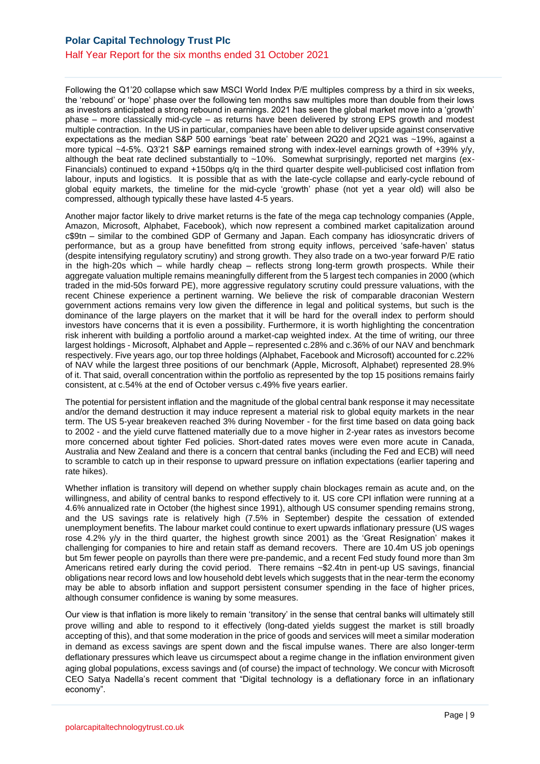Following the Q1'20 collapse which saw MSCI World Index P/E multiples compress by a third in six weeks, the 'rebound' or 'hope' phase over the following ten months saw multiples more than double from their lows as investors anticipated a strong rebound in earnings. 2021 has seen the global market move into a 'growth' phase – more classically mid-cycle – as returns have been delivered by strong EPS growth and modest multiple contraction. In the US in particular, companies have been able to deliver upside against conservative expectations as the median S&P 500 earnings 'beat rate' between 2Q20 and 2Q21 was ~19%, against a more typical ~4-5%. Q3'21 S&P earnings remained strong with index-level earnings growth of +39% y/y, although the beat rate declined substantially to ~10%. Somewhat surprisingly, reported net margins (ex-Financials) continued to expand +150bps q/q in the third quarter despite well-publicised cost inflation from labour, inputs and logistics. It is possible that as with the late-cycle collapse and early-cycle rebound of global equity markets, the timeline for the mid-cycle 'growth' phase (not yet a year old) will also be compressed, although typically these have lasted 4-5 years.

Another major factor likely to drive market returns is the fate of the mega cap technology companies (Apple, Amazon, Microsoft, Alphabet, Facebook), which now represent a combined market capitalization around c$9tn – similar to the combined GDP of Germany and Japan. Each company has idiosyncratic drivers of performance, but as a group have benefitted from strong equity inflows, perceived 'safe-haven' status (despite intensifying regulatory scrutiny) and strong growth. They also trade on a two-year forward P/E ratio in the high-20s which – while hardly cheap – reflects strong long-term growth prospects. While their aggregate valuation multiple remains meaningfully different from the 5 largest tech companies in 2000 (which traded in the mid-50s forward PE), more aggressive regulatory scrutiny could pressure valuations, with the recent Chinese experience a pertinent warning. We believe the risk of comparable draconian Western government actions remains very low given the difference in legal and political systems, but such is the dominance of the large players on the market that it will be hard for the overall index to perform should investors have concerns that it is even a possibility. Furthermore, it is worth highlighting the concentration risk inherent with building a portfolio around a market-cap weighted index. At the time of writing, our three largest holdings - Microsoft, Alphabet and Apple – represented c.28% and c.36% of our NAV and benchmark respectively. Five years ago, our top three holdings (Alphabet, Facebook and Microsoft) accounted for c.22% of NAV while the largest three positions of our benchmark (Apple, Microsoft, Alphabet) represented 28.9% of it. That said, overall concentration within the portfolio as represented by the top 15 positions remains fairly consistent, at c.54% at the end of October versus c.49% five years earlier.

The potential for persistent inflation and the magnitude of the global central bank response it may necessitate and/or the demand destruction it may induce represent a material risk to global equity markets in the near term. The US 5-year breakeven reached 3% during November - for the first time based on data going back to 2002 - and the yield curve flattened materially due to a move higher in 2-year rates as investors become more concerned about tighter Fed policies. Short-dated rates moves were even more acute in Canada, Australia and New Zealand and there is a concern that central banks (including the Fed and ECB) will need to scramble to catch up in their response to upward pressure on inflation expectations (earlier tapering and rate hikes).

Whether inflation is transitory will depend on whether supply chain blockages remain as acute and, on the willingness, and ability of central banks to respond effectively to it. US core CPI inflation were running at a 4.6% annualized rate in October (the highest since 1991), although US consumer spending remains strong, and the US savings rate is relatively high (7.5% in September) despite the cessation of extended unemployment benefits. The labour market could continue to exert upwards inflationary pressure (US wages rose 4.2% y/y in the third quarter, the highest growth since 2001) as the 'Great Resignation' makes it challenging for companies to hire and retain staff as demand recovers. There are 10.4m US job openings but 5m fewer people on payrolls than there were pre-pandemic, and a recent Fed study found more than 3m Americans retired early during the covid period. There remains ~$2.4tn in pent-up US savings, financial obligations near record lows and low household debt levels which suggests that in the near-term the economy may be able to absorb inflation and support persistent consumer spending in the face of higher prices, although consumer confidence is waning by some measures.

Our view is that inflation is more likely to remain 'transitory' in the sense that central banks will ultimately still prove willing and able to respond to it effectively (long-dated yields suggest the market is still broadly accepting of this), and that some moderation in the price of goods and services will meet a similar moderation in demand as excess savings are spent down and the fiscal impulse wanes. There are also longer-term deflationary pressures which leave us circumspect about a regime change in the inflation environment given aging global populations, excess savings and (of course) the impact of technology. We concur with Microsoft CEO Satya Nadella's recent comment that "Digital technology is a deflationary force in an inflationary economy".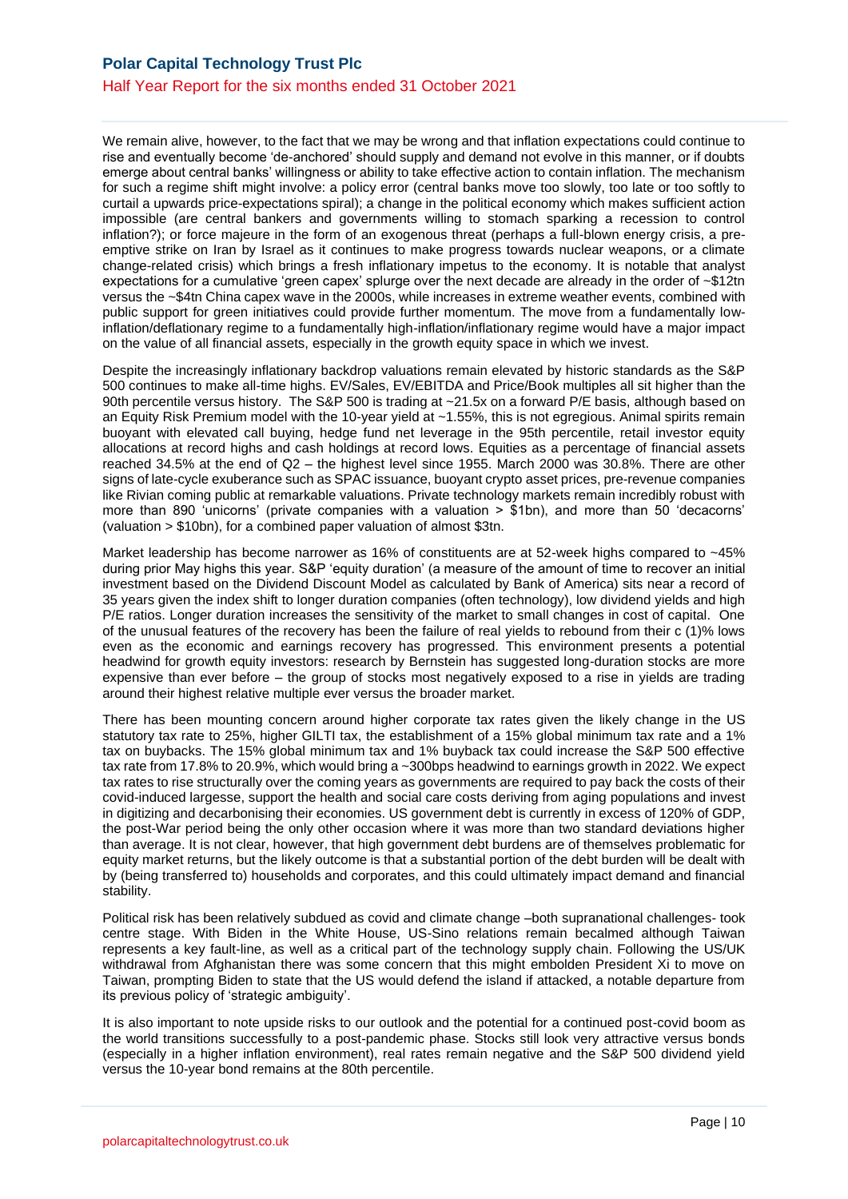We remain alive, however, to the fact that we may be wrong and that inflation expectations could continue to rise and eventually become 'de-anchored' should supply and demand not evolve in this manner, or if doubts emerge about central banks' willingness or ability to take effective action to contain inflation. The mechanism for such a regime shift might involve: a policy error (central banks move too slowly, too late or too softly to curtail a upwards price-expectations spiral); a change in the political economy which makes sufficient action impossible (are central bankers and governments willing to stomach sparking a recession to control inflation?); or force majeure in the form of an exogenous threat (perhaps a full-blown energy crisis, a pre-emptive strike on Iran by Israel as it continues to make progress towards nuclear weapons, or a climate change-related crisis) which brings a fresh inflationary impetus to the economy. It is notable that analyst expectations for a cumulative 'green capex' splurge over the next decade are already in the order of ~$12tn versus the ~$4tn China capex wave in the 2000s, while increases in extreme weather events, combined with public support for green initiatives could provide further momentum. The move from a fundamentally low-inflation/deflationary regime to a fundamentally high-inflation/inflationary regime would have a major impact on the value of all financial assets, especially in the growth equity space in which we invest.

Despite the increasingly inflationary backdrop valuations remain elevated by historic standards as the S&P 500 continues to make all-time highs. EV/Sales, EV/EBITDA and Price/Book multiples all sit higher than the 90th percentile versus history. The S&P 500 is trading at ~21.5x on a forward P/E basis, although based on an Equity Risk Premium model with the 10-year yield at ~1.55%, this is not egregious. Animal spirits remain buoyant with elevated call buying, hedge fund net leverage in the 95th percentile, retail investor equity allocations at record highs and cash holdings at record lows. Equities as a percentage of financial assets reached 34.5% at the end of Q2 – the highest level since 1955. March 2000 was 30.8%. There are other signs of late-cycle exuberance such as SPAC issuance, buoyant crypto asset prices, pre-revenue companies like Rivian coming public at remarkable valuations. Private technology markets remain incredibly robust with more than 890 'unicorns' (private companies with a valuation > $1bn), and more than 50 'decacorns' (valuation > $10bn), for a combined paper valuation of almost $3tn.

Market leadership has become narrower as 16% of constituents are at 52-week highs compared to ~45% during prior May highs this year. S&P 'equity duration' (a measure of the amount of time to recover an initial investment based on the Dividend Discount Model as calculated by Bank of America) sits near a record of 35 years given the index shift to longer duration companies (often technology), low dividend yields and high P/E ratios. Longer duration increases the sensitivity of the market to small changes in cost of capital. One of the unusual features of the recovery has been the failure of real yields to rebound from their c (1)% lows even as the economic and earnings recovery has progressed. This environment presents a potential headwind for growth equity investors: research by Bernstein has suggested long-duration stocks are more expensive than ever before – the group of stocks most negatively exposed to a rise in yields are trading around their highest relative multiple ever versus the broader market.

There has been mounting concern around higher corporate tax rates given the likely change in the US statutory tax rate to 25%, higher GILTI tax, the establishment of a 15% global minimum tax rate and a 1% tax on buybacks. The 15% global minimum tax and 1% buyback tax could increase the S&P 500 effective tax rate from 17.8% to 20.9%, which would bring a ~300bps headwind to earnings growth in 2022. We expect tax rates to rise structurally over the coming years as governments are required to pay back the costs of their covid-induced largesse, support the health and social care costs deriving from aging populations and invest in digitizing and decarbonising their economies. US government debt is currently in excess of 120% of GDP, the post-War period being the only other occasion where it was more than two standard deviations higher than average. It is not clear, however, that high government debt burdens are of themselves problematic for equity market returns, but the likely outcome is that a substantial portion of the debt burden will be dealt with by (being transferred to) households and corporates, and this could ultimately impact demand and financial stability.

Political risk has been relatively subdued as covid and climate change –both supranational challenges- took centre stage. With Biden in the White House, US-Sino relations remain becalmed although Taiwan represents a key fault-line, as well as a critical part of the technology supply chain. Following the US/UK withdrawal from Afghanistan there was some concern that this might embolden President Xi to move on Taiwan, prompting Biden to state that the US would defend the island if attacked, a notable departure from its previous policy of 'strategic ambiguity'.

It is also important to note upside risks to our outlook and the potential for a continued post-covid boom as the world transitions successfully to a post-pandemic phase. Stocks still look very attractive versus bonds (especially in a higher inflation environment), real rates remain negative and the S&P 500 dividend yield versus the 10-year bond remains at the 80th percentile.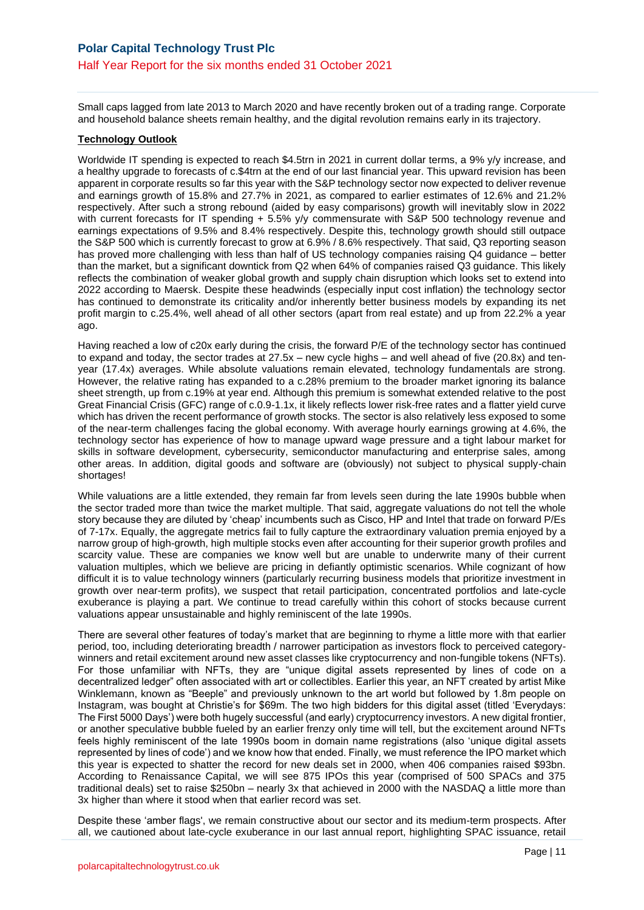Small caps lagged from late 2013 to March 2020 and have recently broken out of a trading range. Corporate and household balance sheets remain healthy, and the digital revolution remains early in its trajectory.

**Technology Outlook**

Worldwide IT spending is expected to reach $4.5trn in 2021 in current dollar terms, a 9% y/y increase, and a healthy upgrade to forecasts of c.$4trn at the end of our last financial year. This upward revision has been apparent in corporate results so far this year with the S&P technology sector now expected to deliver revenue and earnings growth of 15.8% and 27.7% in 2021, as compared to earlier estimates of 12.6% and 21.2% respectively. After such a strong rebound (aided by easy comparisons) growth will inevitably slow in 2022 with current forecasts for IT spending + 5.5% y/y commensurate with S&P 500 technology revenue and earnings expectations of 9.5% and 8.4% respectively. Despite this, technology growth should still outpace the S&P 500 which is currently forecast to grow at 6.9% / 8.6% respectively. That said, Q3 reporting season has proved more challenging with less than half of US technology companies raising Q4 guidance – better than the market, but a significant downtick from Q2 when 64% of companies raised Q3 guidance. This likely reflects the combination of weaker global growth and supply chain disruption which looks set to extend into 2022 according to Maersk. Despite these headwinds (especially input cost inflation) the technology sector has continued to demonstrate its criticality and/or inherently better business models by expanding its net profit margin to c.25.4%, well ahead of all other sectors (apart from real estate) and up from 22.2% a year ago.

Having reached a low of c20x early during the crisis, the forward P/E of the technology sector has continued to expand and today, the sector trades at 27.5x – new cycle highs – and well ahead of five (20.8x) and ten-year (17.4x) averages. While absolute valuations remain elevated, technology fundamentals are strong. However, the relative rating has expanded to a c.28% premium to the broader market ignoring its balance sheet strength, up from c.19% at year end. Although this premium is somewhat extended relative to the post Great Financial Crisis (GFC) range of c.0.9-1.1x, it likely reflects lower risk-free rates and a flatter yield curve which has driven the recent performance of growth stocks. The sector is also relatively less exposed to some of the near-term challenges facing the global economy. With average hourly earnings growing at 4.6%, the technology sector has experience of how to manage upward wage pressure and a tight labour market for skills in software development, cybersecurity, semiconductor manufacturing and enterprise sales, among other areas. In addition, digital goods and software are (obviously) not subject to physical supply-chain shortages!

While valuations are a little extended, they remain far from levels seen during the late 1990s bubble when the sector traded more than twice the market multiple. That said, aggregate valuations do not tell the whole story because they are diluted by 'cheap' incumbents such as Cisco, HP and Intel that trade on forward P/Es of 7-17x. Equally, the aggregate metrics fail to fully capture the extraordinary valuation premia enjoyed by a narrow group of high-growth, high multiple stocks even after accounting for their superior growth profiles and scarcity value. These are companies we know well but are unable to underwrite many of their current valuation multiples, which we believe are pricing in defiantly optimistic scenarios. While cognizant of how difficult it is to value technology winners (particularly recurring business models that prioritize investment in growth over near-term profits), we suspect that retail participation, concentrated portfolios and late-cycle exuberance is playing a part. We continue to tread carefully within this cohort of stocks because current valuations appear unsustainable and highly reminiscent of the late 1990s.

There are several other features of today's market that are beginning to rhyme a little more with that earlier period, too, including deteriorating breadth / narrower participation as investors flock to perceived category-winners and retail excitement around new asset classes like cryptocurrency and non-fungible tokens (NFTs). For those unfamiliar with NFTs, they are "unique digital assets represented by lines of code on a decentralized ledger" often associated with art or collectibles. Earlier this year, an NFT created by artist Mike Winklemann, known as "Beeple" and previously unknown to the art world but followed by 1.8m people on Instagram, was bought at Christie's for $69m. The two high bidders for this digital asset (titled 'Everydays: The First 5000 Days') were both hugely successful (and early) cryptocurrency investors. A new digital frontier, or another speculative bubble fueled by an earlier frenzy only time will tell, but the excitement around NFTs feels highly reminiscent of the late 1990s boom in domain name registrations (also 'unique digital assets represented by lines of code') and we know how that ended. Finally, we must reference the IPO market which this year is expected to shatter the record for new deals set in 2000, when 406 companies raised $93bn. According to Renaissance Capital, we will see 875 IPOs this year (comprised of 500 SPACs and 375 traditional deals) set to raise $250bn – nearly 3x that achieved in 2000 with the NASDAQ a little more than 3x higher than where it stood when that earlier record was set.

Despite these 'amber flags', we remain constructive about our sector and its medium-term prospects. After all, we cautioned about late-cycle exuberance in our last annual report, highlighting SPAC issuance, retail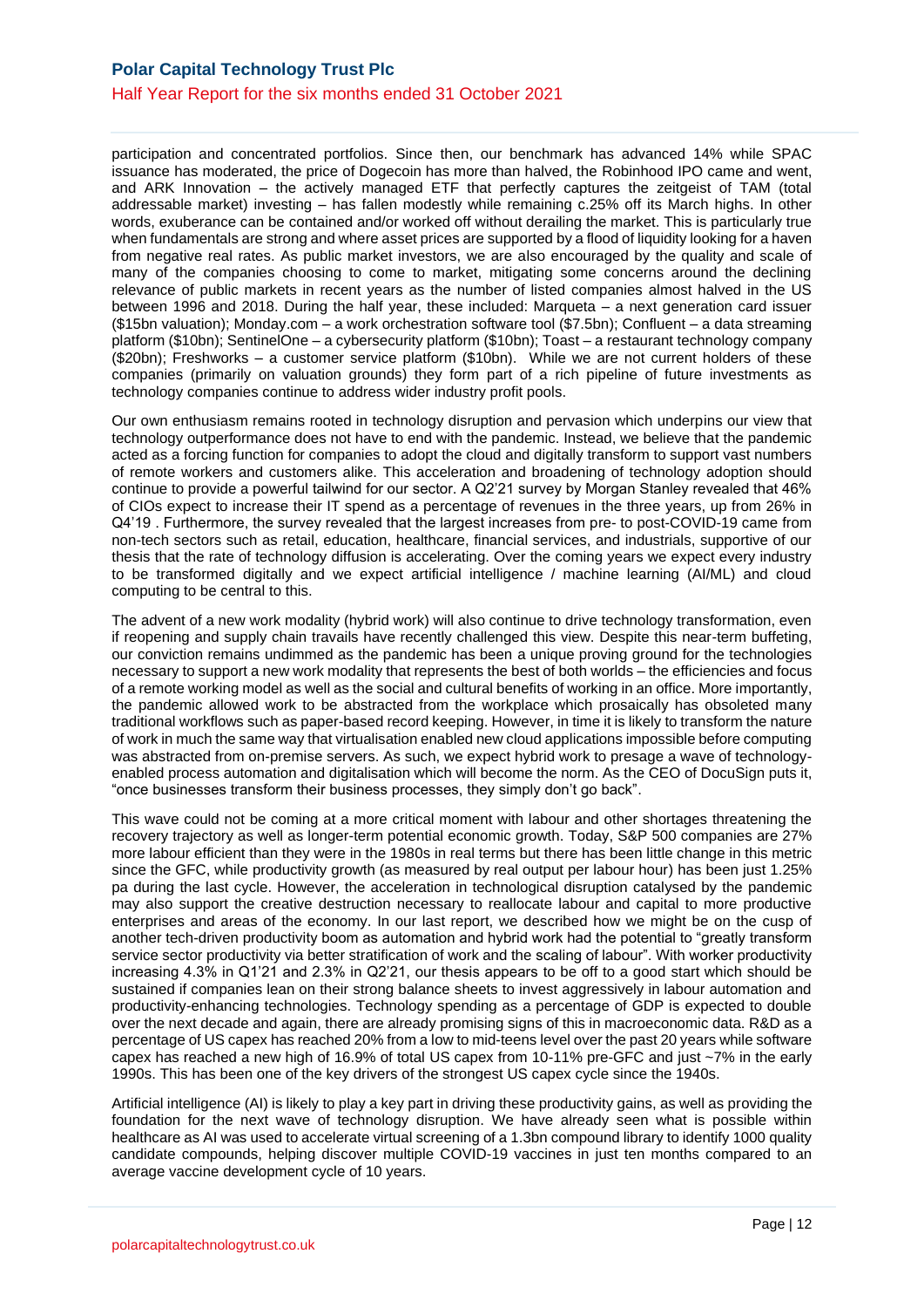participation and concentrated portfolios. Since then, our benchmark has advanced 14% while SPAC issuance has moderated, the price of Dogecoin has more than halved, the Robinhood IPO came and went, and ARK Innovation – the actively managed ETF that perfectly captures the zeitgeist of TAM (total addressable market) investing – has fallen modestly while remaining c.25% off its March highs. In other words, exuberance can be contained and/or worked off without derailing the market. This is particularly true when fundamentals are strong and where asset prices are supported by a flood of liquidity looking for a haven from negative real rates. As public market investors, we are also encouraged by the quality and scale of many of the companies choosing to come to market, mitigating some concerns around the declining relevance of public markets in recent years as the number of listed companies almost halved in the US between 1996 and 2018. During the half year, these included: Marqueta – a next generation card issuer ($15bn valuation); Monday.com – a work orchestration software tool ($7.5bn); Confluent – a data streaming platform ($10bn); SentinelOne – a cybersecurity platform ($10bn); Toast – a restaurant technology company ($20bn); Freshworks – a customer service platform ($10bn). While we are not current holders of these companies (primarily on valuation grounds) they form part of a rich pipeline of future investments as technology companies continue to address wider industry profit pools.

Our own enthusiasm remains rooted in technology disruption and pervasion which underpins our view that technology outperformance does not have to end with the pandemic. Instead, we believe that the pandemic acted as a forcing function for companies to adopt the cloud and digitally transform to support vast numbers of remote workers and customers alike. This acceleration and broadening of technology adoption should continue to provide a powerful tailwind for our sector. A Q2'21 survey by Morgan Stanley revealed that 46% of CIOs expect to increase their IT spend as a percentage of revenues in the three years, up from 26% in Q4'19 . Furthermore, the survey revealed that the largest increases from pre- to post-COVID-19 came from non-tech sectors such as retail, education, healthcare, financial services, and industrials, supportive of our thesis that the rate of technology diffusion is accelerating. Over the coming years we expect every industry to be transformed digitally and we expect artificial intelligence / machine learning (AI/ML) and cloud computing to be central to this.

The advent of a new work modality (hybrid work) will also continue to drive technology transformation, even if reopening and supply chain travails have recently challenged this view. Despite this near-term buffeting, our conviction remains undimmed as the pandemic has been a unique proving ground for the technologies necessary to support a new work modality that represents the best of both worlds – the efficiencies and focus of a remote working model as well as the social and cultural benefits of working in an office. More importantly, the pandemic allowed work to be abstracted from the workplace which prosaically has obsoleted many traditional workflows such as paper-based record keeping. However, in time it is likely to transform the nature of work in much the same way that virtualisation enabled new cloud applications impossible before computing was abstracted from on-premise servers. As such, we expect hybrid work to presage a wave of technology-enabled process automation and digitalisation which will become the norm. As the CEO of DocuSign puts it, "once businesses transform their business processes, they simply don't go back".

This wave could not be coming at a more critical moment with labour and other shortages threatening the recovery trajectory as well as longer-term potential economic growth. Today, S&P 500 companies are 27% more labour efficient than they were in the 1980s in real terms but there has been little change in this metric since the GFC, while productivity growth (as measured by real output per labour hour) has been just 1.25% pa during the last cycle. However, the acceleration in technological disruption catalysed by the pandemic may also support the creative destruction necessary to reallocate labour and capital to more productive enterprises and areas of the economy. In our last report, we described how we might be on the cusp of another tech-driven productivity boom as automation and hybrid work had the potential to "greatly transform service sector productivity via better stratification of work and the scaling of labour". With worker productivity increasing 4.3% in Q1'21 and 2.3% in Q2'21, our thesis appears to be off to a good start which should be sustained if companies lean on their strong balance sheets to invest aggressively in labour automation and productivity-enhancing technologies. Technology spending as a percentage of GDP is expected to double over the next decade and again, there are already promising signs of this in macroeconomic data. R&D as a percentage of US capex has reached 20% from a low to mid-teens level over the past 20 years while software capex has reached a new high of 16.9% of total US capex from 10-11% pre-GFC and just ~7% in the early 1990s. This has been one of the key drivers of the strongest US capex cycle since the 1940s.

Artificial intelligence (AI) is likely to play a key part in driving these productivity gains, as well as providing the foundation for the next wave of technology disruption. We have already seen what is possible within healthcare as AI was used to accelerate virtual screening of a 1.3bn compound library to identify 1000 quality candidate compounds, helping discover multiple COVID-19 vaccines in just ten months compared to an average vaccine development cycle of 10 years.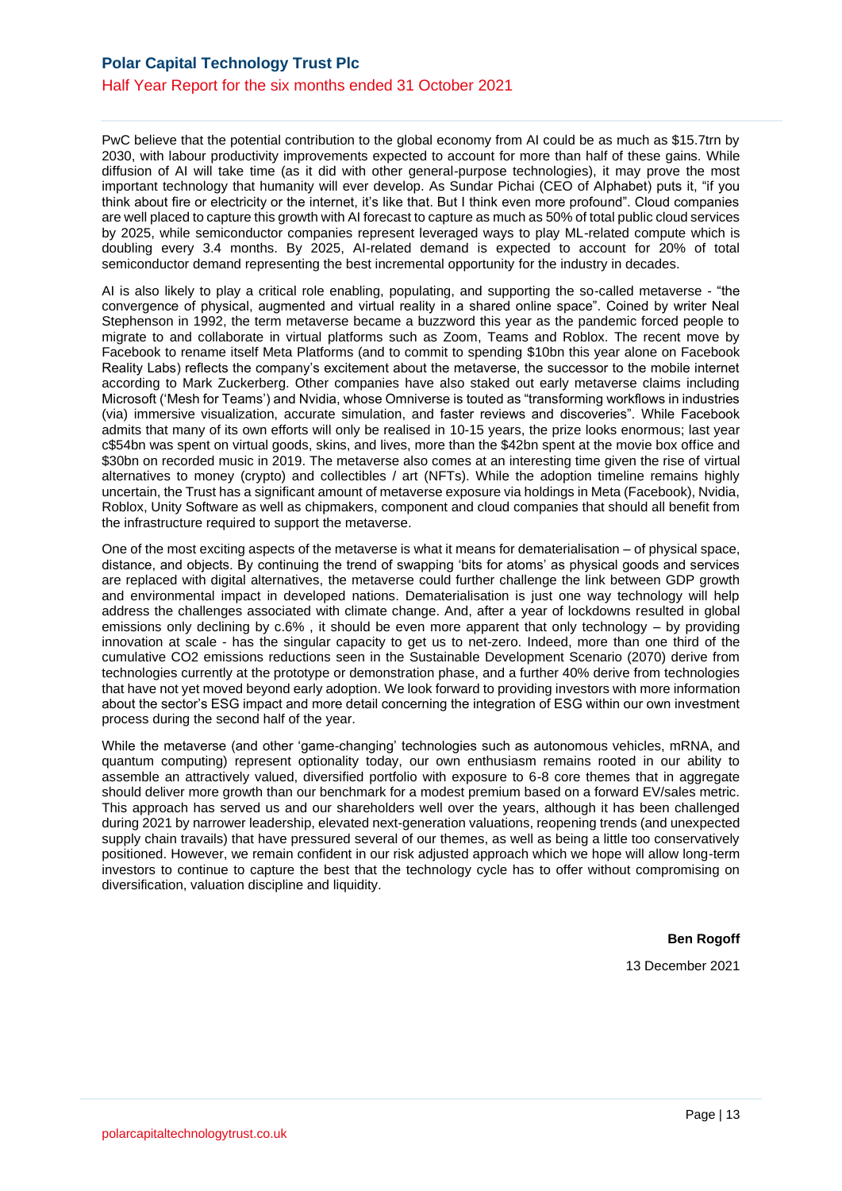PwC believe that the potential contribution to the global economy from AI could be as much as $15.7trn by 2030, with labour productivity improvements expected to account for more than half of these gains. While diffusion of AI will take time (as it did with other general-purpose technologies), it may prove the most important technology that humanity will ever develop. As Sundar Pichai (CEO of Alphabet) puts it, "if you think about fire or electricity or the internet, it's like that. But I think even more profound". Cloud companies are well placed to capture this growth with AI forecast to capture as much as 50% of total public cloud services by 2025, while semiconductor companies represent leveraged ways to play ML-related compute which is doubling every 3.4 months. By 2025, AI-related demand is expected to account for 20% of total semiconductor demand representing the best incremental opportunity for the industry in decades.

AI is also likely to play a critical role enabling, populating, and supporting the so-called metaverse - "the convergence of physical, augmented and virtual reality in a shared online space". Coined by writer Neal Stephenson in 1992, the term metaverse became a buzzword this year as the pandemic forced people to migrate to and collaborate in virtual platforms such as Zoom, Teams and Roblox. The recent move by Facebook to rename itself Meta Platforms (and to commit to spending $10bn this year alone on Facebook Reality Labs) reflects the company's excitement about the metaverse, the successor to the mobile internet according to Mark Zuckerberg. Other companies have also staked out early metaverse claims including Microsoft ('Mesh for Teams') and Nvidia, whose Omniverse is touted as "transforming workflows in industries (via) immersive visualization, accurate simulation, and faster reviews and discoveries". While Facebook admits that many of its own efforts will only be realised in 10-15 years, the prize looks enormous; last year c$54bn was spent on virtual goods, skins, and lives, more than the $42bn spent at the movie box office and $30bn on recorded music in 2019. The metaverse also comes at an interesting time given the rise of virtual alternatives to money (crypto) and collectibles / art (NFTs). While the adoption timeline remains highly uncertain, the Trust has a significant amount of metaverse exposure via holdings in Meta (Facebook), Nvidia, Roblox, Unity Software as well as chipmakers, component and cloud companies that should all benefit from the infrastructure required to support the metaverse.

One of the most exciting aspects of the metaverse is what it means for dematerialisation – of physical space, distance, and objects. By continuing the trend of swapping 'bits for atoms' as physical goods and services are replaced with digital alternatives, the metaverse could further challenge the link between GDP growth and environmental impact in developed nations. Dematerialisation is just one way technology will help address the challenges associated with climate change. And, after a year of lockdowns resulted in global emissions only declining by c.6% , it should be even more apparent that only technology – by providing innovation at scale - has the singular capacity to get us to net-zero. Indeed, more than one third of the cumulative $CO_2$ emissions reductions seen in the Sustainable Development Scenario (2070) derive from technologies currently at the prototype or demonstration phase, and a further 40% derive from technologies that have not yet moved beyond early adoption. We look forward to providing investors with more information about the sector's ESG impact and more detail concerning the integration of ESG within our own investment process during the second half of the year.

While the metaverse (and other 'game-changing' technologies such as autonomous vehicles, mRNA, and quantum computing) represent optionality today, our own enthusiasm remains rooted in our ability to assemble an attractively valued, diversified portfolio with exposure to 6-8 core themes that in aggregate should deliver more growth than our benchmark for a modest premium based on a forward EV/sales metric. This approach has served us and our shareholders well over the years, although it has been challenged during 2021 by narrower leadership, elevated next-generation valuations, reopening trends (and unexpected supply chain travails) that have pressured several of our themes, as well as being a little too conservatively positioned. However, we remain confident in our risk adjusted approach which we hope will allow long-term investors to continue to capture the best that the technology cycle has to offer without compromising on diversification, valuation discipline and liquidity.

**Ben Rogoff**

13 December 2021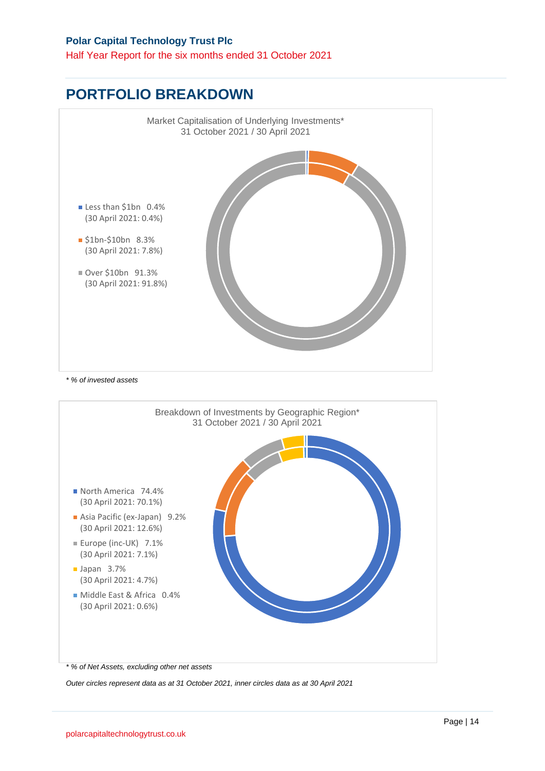## PORTFOLIO BREAKDOWN

Market Capitalisation of Underlying Investments*
31 October 2021 / 30 April 2021

- Less than $1bn 0.4% (30 April 2021: 0.4%)
- $1bn-$10bn 8.3% (30 April 2021: 7.8%)
- Over $10bn 91.3% (30 April 2021: 91.8%)

*\* % of invested assets*

Breakdown of Investments by Geographic Region*
31 October 2021 / 30 April 2021

- North America 74.4% (30 April 2021: 70.1%)
- Asia Pacific (ex-Japan) 9.2% (30 April 2021: 12.6%)
- Europe (inc-UK) 7.1% (30 April 2021: 7.1%)
- Japan 3.7% (30 April 2021: 4.7%)
- Middle East & Africa 0.4% (30 April 2021: 0.6%)

*\* % of Net Assets, excluding other net assets*

*Outer circles represent data as at 31 October 2021, inner circles data as at 30 April 2021*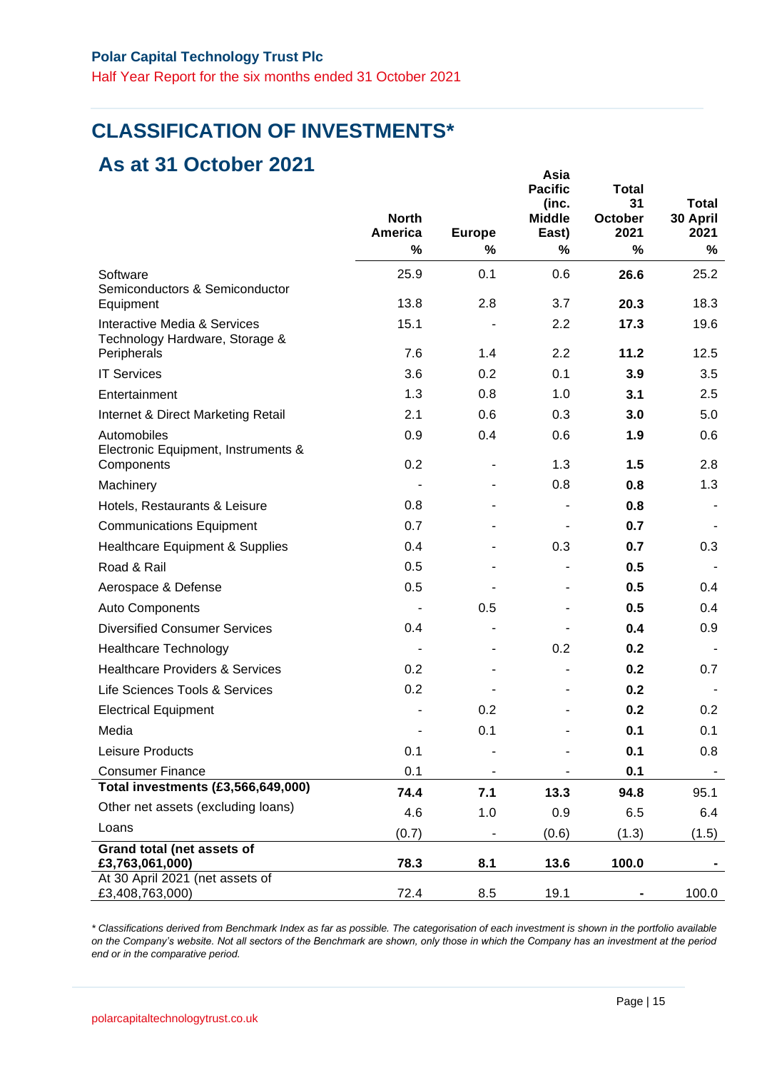## CLASSIFICATION OF INVESTMENTS*

## As at 31 October 2021

| | North America % | Europe % | Asia Pacific (inc. Middle East) % | Total 31 October 2021 % | Total 30 April 2021 % |
|---|---|---|---|---|---|
| Software | 25.9 | 0.1 | 0.6 | **26.6** | 25.2 |
| Semiconductors & Semiconductor Equipment | 13.8 | 2.8 | 3.7 | **20.3** | 18.3 |
| Interactive Media & Services | 15.1 | - | 2.2 | **17.3** | 19.6 |
| Technology Hardware, Storage & Peripherals | 7.6 | 1.4 | 2.2 | **11.2** | 12.5 |
| IT Services | 3.6 | 0.2 | 0.1 | **3.9** | 3.5 |
| Entertainment | 1.3 | 0.8 | 1.0 | **3.1** | 2.5 |
| Internet & Direct Marketing Retail | 2.1 | 0.6 | 0.3 | **3.0** | 5.0 |
| Automobiles | 0.9 | 0.4 | 0.6 | **1.9** | 0.6 |
| Electronic Equipment, Instruments & Components | 0.2 | - | 1.3 | **1.5** | 2.8 |
| Machinery | - | - | 0.8 | **0.8** | 1.3 |
| Hotels, Restaurants & Leisure | 0.8 | - | - | **0.8** | - |
| Communications Equipment | 0.7 | - | - | **0.7** | - |
| Healthcare Equipment & Supplies | 0.4 | - | 0.3 | **0.7** | 0.3 |
| Road & Rail | 0.5 | - | - | **0.5** | - |
| Aerospace & Defense | 0.5 | - | - | **0.5** | 0.4 |
| Auto Components | - | 0.5 | - | **0.5** | 0.4 |
| Diversified Consumer Services | 0.4 | - | - | **0.4** | 0.9 |
| Healthcare Technology | - | - | 0.2 | **0.2** | - |
| Healthcare Providers & Services | 0.2 | - | - | **0.2** | 0.7 |
| Life Sciences Tools & Services | 0.2 | - | - | **0.2** | - |
| Electrical Equipment | - | 0.2 | - | **0.2** | 0.2 |
| Media | - | 0.1 | - | **0.1** | 0.1 |
| Leisure Products | 0.1 | - | - | **0.1** | 0.8 |
| Consumer Finance | 0.1 | - | - | **0.1** | - |
| **Total investments (£3,566,649,000)** | **74.4** | **7.1** | **13.3** | **94.8** | 95.1 |
| Other net assets (excluding loans) | 4.6 | 1.0 | 0.9 | 6.5 | 6.4 |
| Loans | (0.7) | - | (0.6) | (1.3) | (1.5) |
| **Grand total (net assets of £3,763,061,000)** | **78.3** | **8.1** | **13.6** | **100.0** | **-** |
| At 30 April 2021 (net assets of £3,408,763,000) | 72.4 | 8.5 | 19.1 | - | 100.0 |

*\* Classifications derived from Benchmark Index as far as possible. The categorisation of each investment is shown in the portfolio available on the Company's website. Not all sectors of the Benchmark are shown, only those in which the Company has an investment at the period end or in the comparative period.*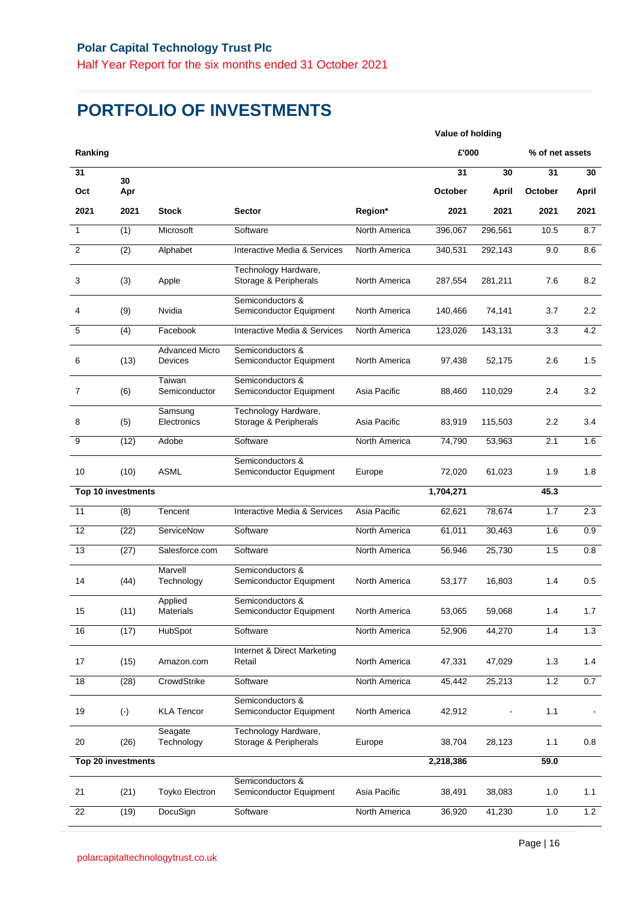# PORTFOLIO OF INVESTMENTS

| Ranking | | | | | Value of holding £'000 | | % of net assets | |
|---|---|---|---|---|---|---|---|---|
| 31 Oct 2021 | 30 Apr 2021 | Stock | Sector | Region* | 31 October 2021 | 30 April 2021 | 31 October 2021 | 30 April 2021 |
| 1 | (1) | Microsoft | Software | North America | 396,067 | 296,561 | 10.5 | 8.7 |
| 2 | (2) | Alphabet | Interactive Media & Services | North America | 340,531 | 292,143 | 9.0 | 8.6 |
| 3 | (3) | Apple | Technology Hardware, Storage & Peripherals | North America | 287,554 | 281,211 | 7.6 | 8.2 |
| 4 | (9) | Nvidia | Semiconductors & Semiconductor Equipment | North America | 140,466 | 74,141 | 3.7 | 2.2 |
| 5 | (4) | Facebook | Interactive Media & Services | North America | 123,026 | 143,131 | 3.3 | 4.2 |
| 6 | (13) | Advanced Micro Devices | Semiconductors & Semiconductor Equipment | North America | 97,438 | 52,175 | 2.6 | 1.5 |
| 7 | (6) | Taiwan Semiconductor | Semiconductors & Semiconductor Equipment | Asia Pacific | 88,460 | 110,029 | 2.4 | 3.2 |
| 8 | (5) | Samsung Electronics | Technology Hardware, Storage & Peripherals | Asia Pacific | 83,919 | 115,503 | 2.2 | 3.4 |
| 9 | (12) | Adobe | Software | North America | 74,790 | 53,963 | 2.1 | 1.6 |
| 10 | (10) | ASML | Semiconductors & Semiconductor Equipment | Europe | 72,020 | 61,023 | 1.9 | 1.8 |
| **Top 10 investments** | | | | | **1,704,271** | | **45.3** | |
| 11 | (8) | Tencent | Interactive Media & Services | Asia Pacific | 62,621 | 78,674 | 1.7 | 2.3 |
| 12 | (22) | ServiceNow | Software | North America | 61,011 | 30,463 | 1.6 | 0.9 |
| 13 | (27) | Salesforce.com | Software | North America | 56,946 | 25,730 | 1.5 | 0.8 |
| 14 | (44) | Marvell Technology | Semiconductors & Semiconductor Equipment | North America | 53,177 | 16,803 | 1.4 | 0.5 |
| 15 | (11) | Applied Materials | Semiconductors & Semiconductor Equipment | North America | 53,065 | 59,068 | 1.4 | 1.7 |
| 16 | (17) | HubSpot | Software | North America | 52,906 | 44,270 | 1.4 | 1.3 |
| 17 | (15) | Amazon.com | Internet & Direct Marketing Retail | North America | 47,331 | 47,029 | 1.3 | 1.4 |
| 18 | (28) | CrowdStrike | Software | North America | 45,442 | 25,213 | 1.2 | 0.7 |
| 19 | (-) | KLA Tencor | Semiconductors & Semiconductor Equipment | North America | 42,912 | - | 1.1 | - |
| 20 | (26) | Seagate Technology | Technology Hardware, Storage & Peripherals | Europe | 38,704 | 28,123 | 1.1 | 0.8 |
| **Top 20 investments** | | | | | **2,218,386** | | **59.0** | |
| 21 | (21) | Toyko Electron | Semiconductors & Semiconductor Equipment | Asia Pacific | 38,491 | 38,083 | 1.0 | 1.1 |
| 22 | (19) | DocuSign | Software | North America | 36,920 | 41,230 | 1.0 | 1.2 |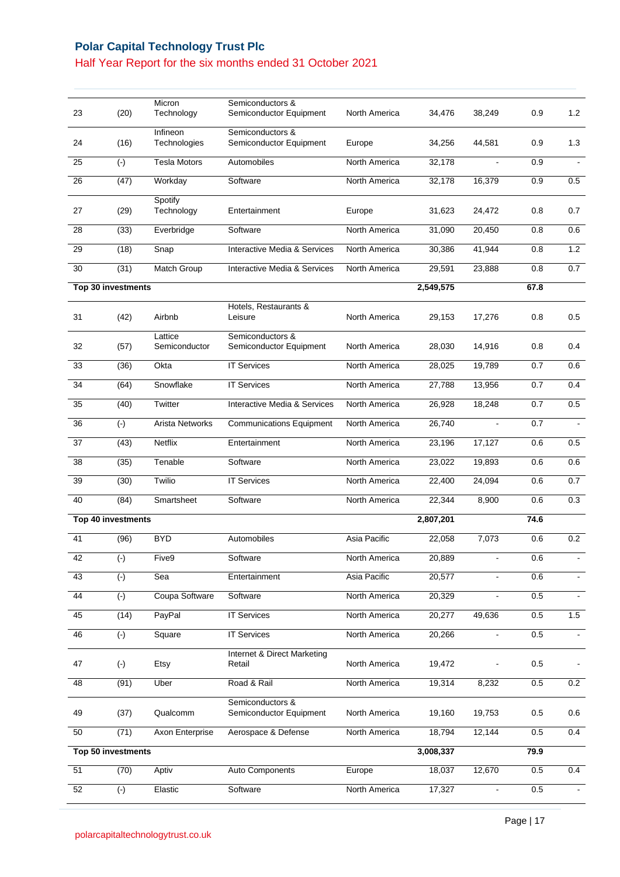| 23 | (20) | Micron Technology | Semiconductors & Semiconductor Equipment | North America | 34,476 | 38,249 | 0.9 | 1.2 |
|---|---|---|---|---|---|---|---|---|
| 24 | (16) | Infineon Technologies | Semiconductors & Semiconductor Equipment | Europe | 34,256 | 44,581 | 0.9 | 1.3 |
| 25 | (-) | Tesla Motors | Automobiles | North America | 32,178 | - | 0.9 | - |
| 26 | (47) | Workday | Software | North America | 32,178 | 16,379 | 0.9 | 0.5 |
| 27 | (29) | Spotify Technology | Entertainment | Europe | 31,623 | 24,472 | 0.8 | 0.7 |
| 28 | (33) | Everbridge | Software | North America | 31,090 | 20,450 | 0.8 | 0.6 |
| 29 | (18) | Snap | Interactive Media & Services | North America | 30,386 | 41,944 | 0.8 | 1.2 |
| 30 | (31) | Match Group | Interactive Media & Services | North America | 29,591 | 23,888 | 0.8 | 0.7 |
| **Top 30 investments** | | | | | **2,549,575** | | **67.8** | |
| 31 | (42) | Airbnb | Hotels, Restaurants & Leisure | North America | 29,153 | 17,276 | 0.8 | 0.5 |
| 32 | (57) | Lattice Semiconductor | Semiconductors & Semiconductor Equipment | North America | 28,030 | 14,916 | 0.8 | 0.4 |
| 33 | (36) | Okta | IT Services | North America | 28,025 | 19,789 | 0.7 | 0.6 |
| 34 | (64) | Snowflake | IT Services | North America | 27,788 | 13,956 | 0.7 | 0.4 |
| 35 | (40) | Twitter | Interactive Media & Services | North America | 26,928 | 18,248 | 0.7 | 0.5 |
| 36 | (-) | Arista Networks | Communications Equipment | North America | 26,740 | - | 0.7 | - |
| 37 | (43) | Netflix | Entertainment | North America | 23,196 | 17,127 | 0.6 | 0.5 |
| 38 | (35) | Tenable | Software | North America | 23,022 | 19,893 | 0.6 | 0.6 |
| 39 | (30) | Twilio | IT Services | North America | 22,400 | 24,094 | 0.6 | 0.7 |
| 40 | (84) | Smartsheet | Software | North America | 22,344 | 8,900 | 0.6 | 0.3 |
| **Top 40 investments** | | | | | **2,807,201** | | **74.6** | |
| 41 | (96) | BYD | Automobiles | Asia Pacific | 22,058 | 7,073 | 0.6 | 0.2 |
| 42 | (-) | Five9 | Software | North America | 20,889 | - | 0.6 | - |
| 43 | (-) | Sea | Entertainment | Asia Pacific | 20,577 | - | 0.6 | - |
| 44 | (-) | Coupa Software | Software | North America | 20,329 | - | 0.5 | - |
| 45 | (14) | PayPal | IT Services | North America | 20,277 | 49,636 | 0.5 | 1.5 |
| 46 | (-) | Square | IT Services | North America | 20,266 | - | 0.5 | - |
| 47 | (-) | Etsy | Internet & Direct Marketing Retail | North America | 19,472 | - | 0.5 | - |
| 48 | (91) | Uber | Road & Rail | North America | 19,314 | 8,232 | 0.5 | 0.2 |
| 49 | (37) | Qualcomm | Semiconductors & Semiconductor Equipment | North America | 19,160 | 19,753 | 0.5 | 0.6 |
| 50 | (71) | Axon Enterprise | Aerospace & Defense | North America | 18,794 | 12,144 | 0.5 | 0.4 |
| **Top 50 investments** | | | | | **3,008,337** | | **79.9** | |
| 51 | (70) | Aptiv | Auto Components | Europe | 18,037 | 12,670 | 0.5 | 0.4 |
| 52 | (-) | Elastic | Software | North America | 17,327 | - | 0.5 | - |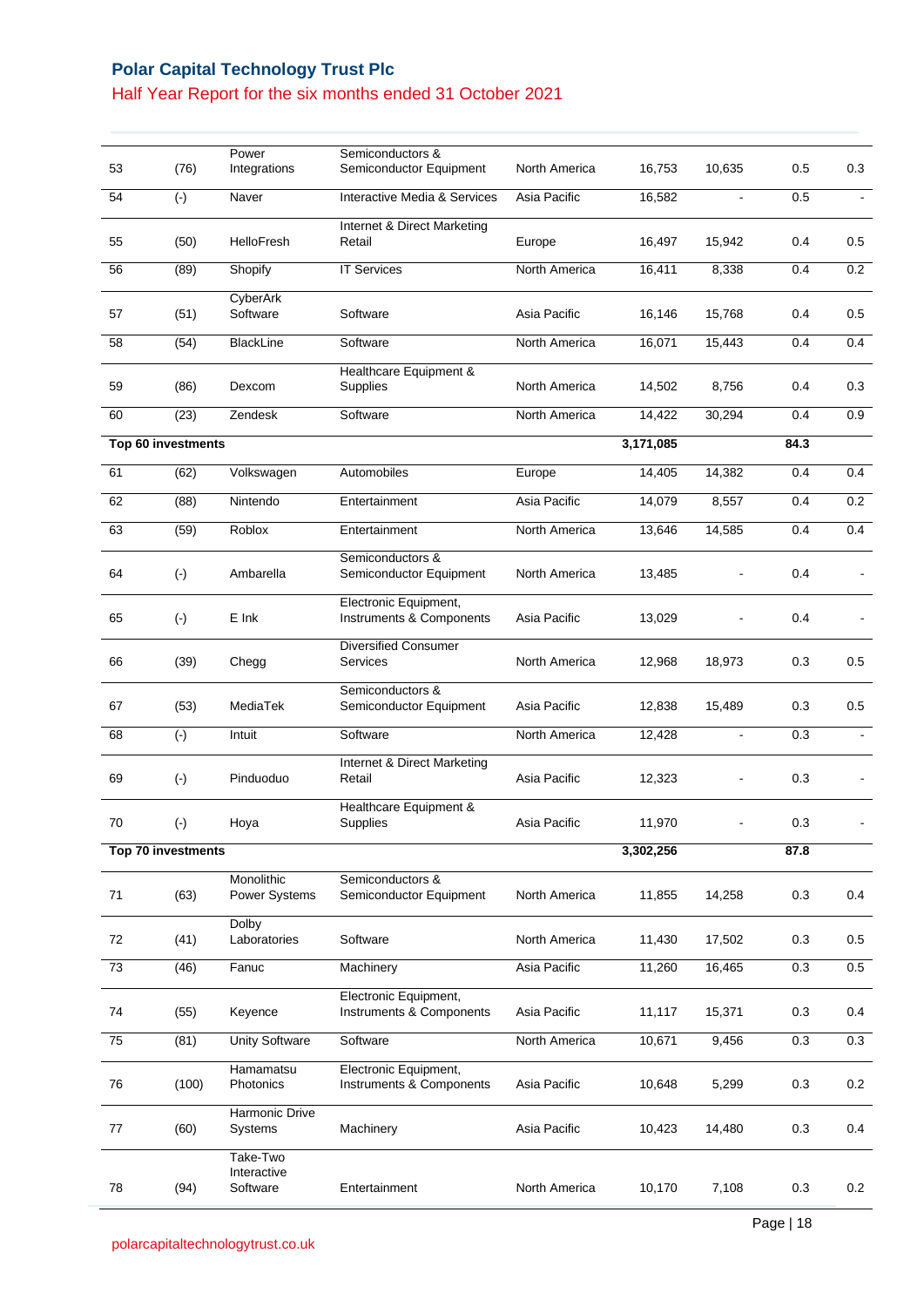| | | | | | | | | |
|---|---|---|---|---|---|---|---|---|
| 53 | (76) | Power Integrations | Semiconductors & Semiconductor Equipment | North America | 16,753 | 10,635 | 0.5 | 0.3 |
| 54 | (-) | Naver | Interactive Media & Services | Asia Pacific | 16,582 | - | 0.5 | - |
| 55 | (50) | HelloFresh | Internet & Direct Marketing Retail | Europe | 16,497 | 15,942 | 0.4 | 0.5 |
| 56 | (89) | Shopify | IT Services | North America | 16,411 | 8,338 | 0.4 | 0.2 |
| 57 | (51) | CyberArk Software | Software | Asia Pacific | 16,146 | 15,768 | 0.4 | 0.5 |
| 58 | (54) | BlackLine | Software | North America | 16,071 | 15,443 | 0.4 | 0.4 |
| 59 | (86) | Dexcom | Healthcare Equipment & Supplies | North America | 14,502 | 8,756 | 0.4 | 0.3 |
| 60 | (23) | Zendesk | Software | North America | 14,422 | 30,294 | 0.4 | 0.9 |
| **Top 60 investments** | | | | | **3,171,085** | | **84.3** | |
| 61 | (62) | Volkswagen | Automobiles | Europe | 14,405 | 14,382 | 0.4 | 0.4 |
| 62 | (88) | Nintendo | Entertainment | Asia Pacific | 14,079 | 8,557 | 0.4 | 0.2 |
| 63 | (59) | Roblox | Entertainment | North America | 13,646 | 14,585 | 0.4 | 0.4 |
| 64 | (-) | Ambarella | Semiconductors & Semiconductor Equipment | North America | 13,485 | - | 0.4 | - |
| 65 | (-) | E Ink | Electronic Equipment, Instruments & Components | Asia Pacific | 13,029 | - | 0.4 | - |
| 66 | (39) | Chegg | Diversified Consumer Services | North America | 12,968 | 18,973 | 0.3 | 0.5 |
| 67 | (53) | MediaTek | Semiconductors & Semiconductor Equipment | Asia Pacific | 12,838 | 15,489 | 0.3 | 0.5 |
| 68 | (-) | Intuit | Software | North America | 12,428 | - | 0.3 | - |
| 69 | (-) | Pinduoduo | Internet & Direct Marketing Retail | Asia Pacific | 12,323 | - | 0.3 | - |
| 70 | (-) | Hoya | Healthcare Equipment & Supplies | Asia Pacific | 11,970 | - | 0.3 | - |
| **Top 70 investments** | | | | | **3,302,256** | | **87.8** | |
| 71 | (63) | Monolithic Power Systems | Semiconductors & Semiconductor Equipment | North America | 11,855 | 14,258 | 0.3 | 0.4 |
| 72 | (41) | Dolby Laboratories | Software | North America | 11,430 | 17,502 | 0.3 | 0.5 |
| 73 | (46) | Fanuc | Machinery | Asia Pacific | 11,260 | 16,465 | 0.3 | 0.5 |
| 74 | (55) | Keyence | Electronic Equipment, Instruments & Components | Asia Pacific | 11,117 | 15,371 | 0.3 | 0.4 |
| 75 | (81) | Unity Software | Software | North America | 10,671 | 9,456 | 0.3 | 0.3 |
| 76 | (100) | Hamamatsu Photonics | Electronic Equipment, Instruments & Components | Asia Pacific | 10,648 | 5,299 | 0.3 | 0.2 |
| 77 | (60) | Harmonic Drive Systems | Machinery | Asia Pacific | 10,423 | 14,480 | 0.3 | 0.4 |
| 78 | (94) | Take-Two Interactive Software | Entertainment | North America | 10,170 | 7,108 | 0.3 | 0.2 |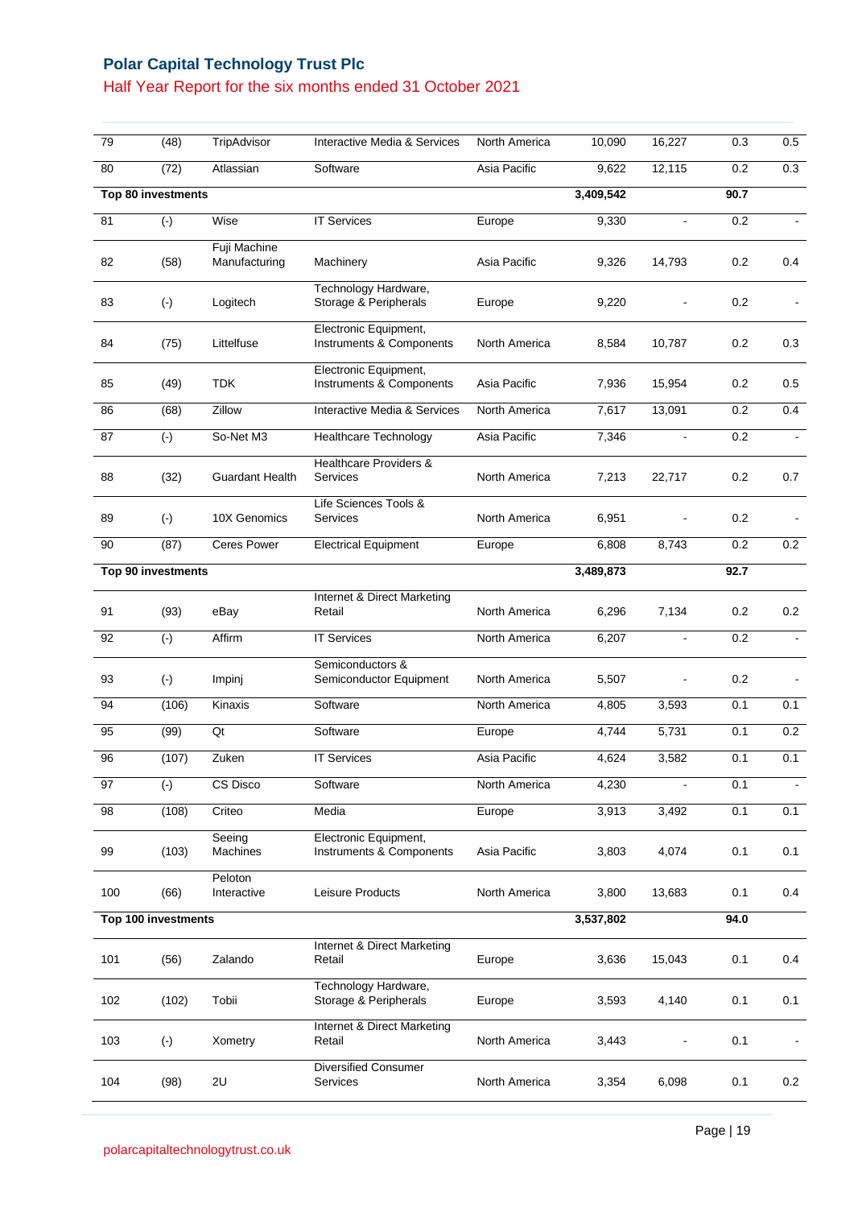| | | | | | | | | |
|---|---|---|---|---|---|---|---|---|
| 79 | (48) | TripAdvisor | Interactive Media & Services | North America | 10,090 | 16,227 | 0.3 | 0.5 |
| 80 | (72) | Atlassian | Software | Asia Pacific | 9,622 | 12,115 | 0.2 | 0.3 |
| **Top 80 investments** | | | | | **3,409,542** | | **90.7** | |
| 81 | (-) | Wise | IT Services | Europe | 9,330 | - | 0.2 | - |
| 82 | (58) | Fuji Machine Manufacturing | Machinery | Asia Pacific | 9,326 | 14,793 | 0.2 | 0.4 |
| 83 | (-) | Logitech | Technology Hardware, Storage & Peripherals | Europe | 9,220 | - | 0.2 | - |
| 84 | (75) | Littelfuse | Electronic Equipment, Instruments & Components | North America | 8,584 | 10,787 | 0.2 | 0.3 |
| 85 | (49) | TDK | Electronic Equipment, Instruments & Components | Asia Pacific | 7,936 | 15,954 | 0.2 | 0.5 |
| 86 | (68) | Zillow | Interactive Media & Services | North America | 7,617 | 13,091 | 0.2 | 0.4 |
| 87 | (-) | So-Net M3 | Healthcare Technology | Asia Pacific | 7,346 | - | 0.2 | - |
| 88 | (32) | Guardant Health | Healthcare Providers & Services | North America | 7,213 | 22,717 | 0.2 | 0.7 |
| 89 | (-) | 10X Genomics | Life Sciences Tools & Services | North America | 6,951 | - | 0.2 | - |
| 90 | (87) | Ceres Power | Electrical Equipment | Europe | 6,808 | 8,743 | 0.2 | 0.2 |
| **Top 90 investments** | | | | | **3,489,873** | | **92.7** | |
| 91 | (93) | eBay | Internet & Direct Marketing Retail | North America | 6,296 | 7,134 | 0.2 | 0.2 |
| 92 | (-) | Affirm | IT Services | North America | 6,207 | - | 0.2 | - |
| 93 | (-) | Impinj | Semiconductors & Semiconductor Equipment | North America | 5,507 | - | 0.2 | - |
| 94 | (106) | Kinaxis | Software | North America | 4,805 | 3,593 | 0.1 | 0.1 |
| 95 | (99) | Qt | Software | Europe | 4,744 | 5,731 | 0.1 | 0.2 |
| 96 | (107) | Zuken | IT Services | Asia Pacific | 4,624 | 3,582 | 0.1 | 0.1 |
| 97 | (-) | CS Disco | Software | North America | 4,230 | - | 0.1 | - |
| 98 | (108) | Criteo | Media | Europe | 3,913 | 3,492 | 0.1 | 0.1 |
| 99 | (103) | Seeing Machines | Electronic Equipment, Instruments & Components | Asia Pacific | 3,803 | 4,074 | 0.1 | 0.1 |
| 100 | (66) | Peloton Interactive | Leisure Products | North America | 3,800 | 13,683 | 0.1 | 0.4 |
| **Top 100 investments** | | | | | **3,537,802** | | **94.0** | |
| 101 | (56) | Zalando | Internet & Direct Marketing Retail | Europe | 3,636 | 15,043 | 0.1 | 0.4 |
| 102 | (102) | Tobii | Technology Hardware, Storage & Peripherals | Europe | 3,593 | 4,140 | 0.1 | 0.1 |
| 103 | (-) | Xometry | Internet & Direct Marketing Retail | North America | 3,443 | - | 0.1 | - |
| 104 | (98) | 2U | Diversified Consumer Services | North America | 3,354 | 6,098 | 0.1 | 0.2 |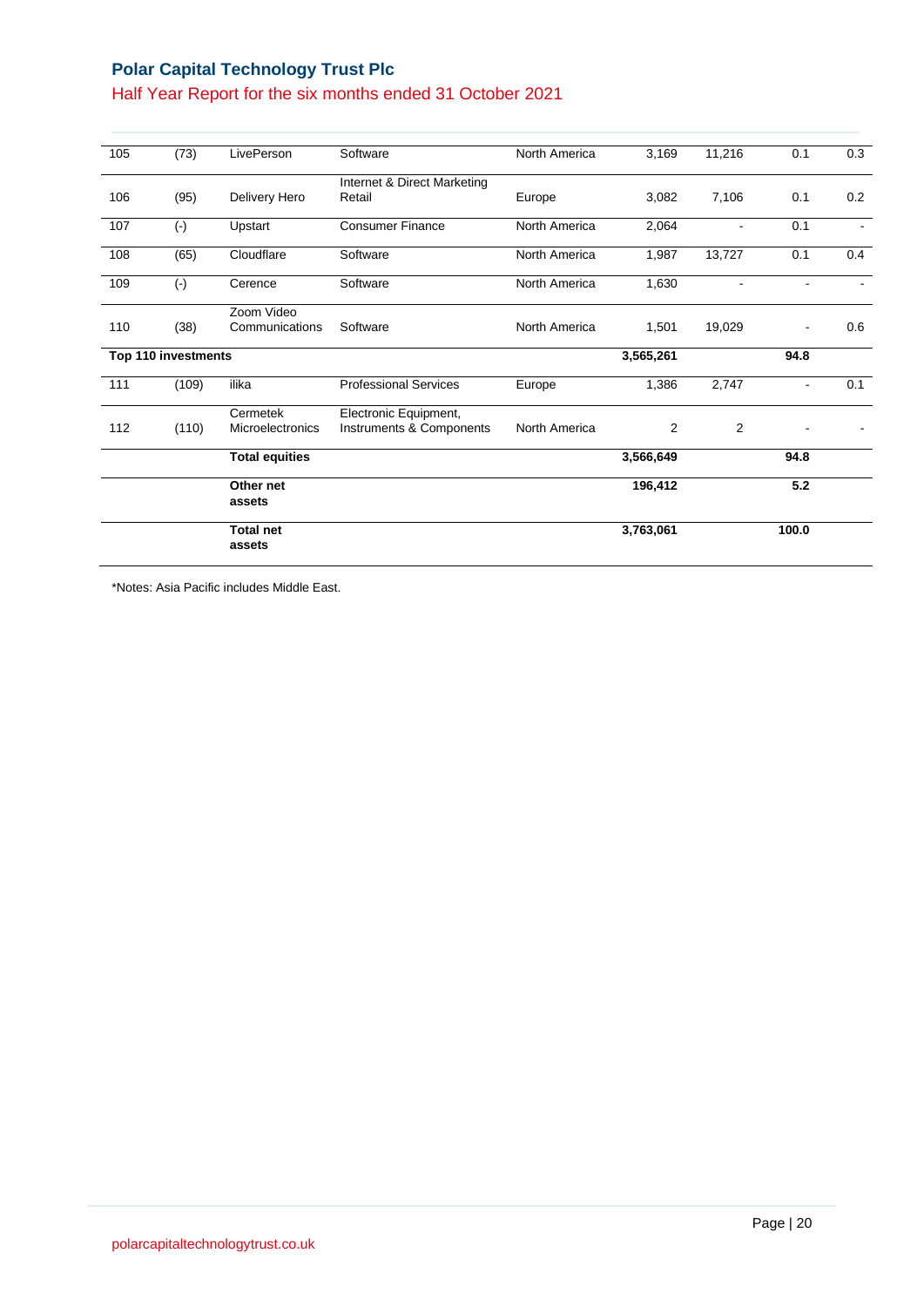| 105 | (73) | LivePerson | Software | North America | 3,169 | 11,216 | 0.1 | 0.3 |
|---|---|---|---|---|---|---|---|---|
| 106 | (95) | Delivery Hero | Internet & Direct Marketing Retail | Europe | 3,082 | 7,106 | 0.1 | 0.2 |
| 107 | (-) | Upstart | Consumer Finance | North America | 2,064 | - | 0.1 | - |
| 108 | (65) | Cloudflare | Software | North America | 1,987 | 13,727 | 0.1 | 0.4 |
| 109 | (-) | Cerence | Software | North America | 1,630 | - | - | - |
| 110 | (38) | Zoom Video Communications | Software | North America | 1,501 | 19,029 | - | 0.6 |
| **Top 110 investments** | | | | | **3,565,261** | | **94.8** | |
| 111 | (109) | ilika | Professional Services | Europe | 1,386 | 2,747 | - | 0.1 |
| 112 | (110) | Cermetek Microelectronics | Electronic Equipment, Instruments & Components | North America | 2 | 2 | - | - |
| | | **Total equities** | | | **3,566,649** | | **94.8** | |
| | | **Other net assets** | | | **196,412** | | **5.2** | |
| | | **Total net assets** | | | **3,763,061** | | **100.0** | |

*Notes: Asia Pacific includes Middle East.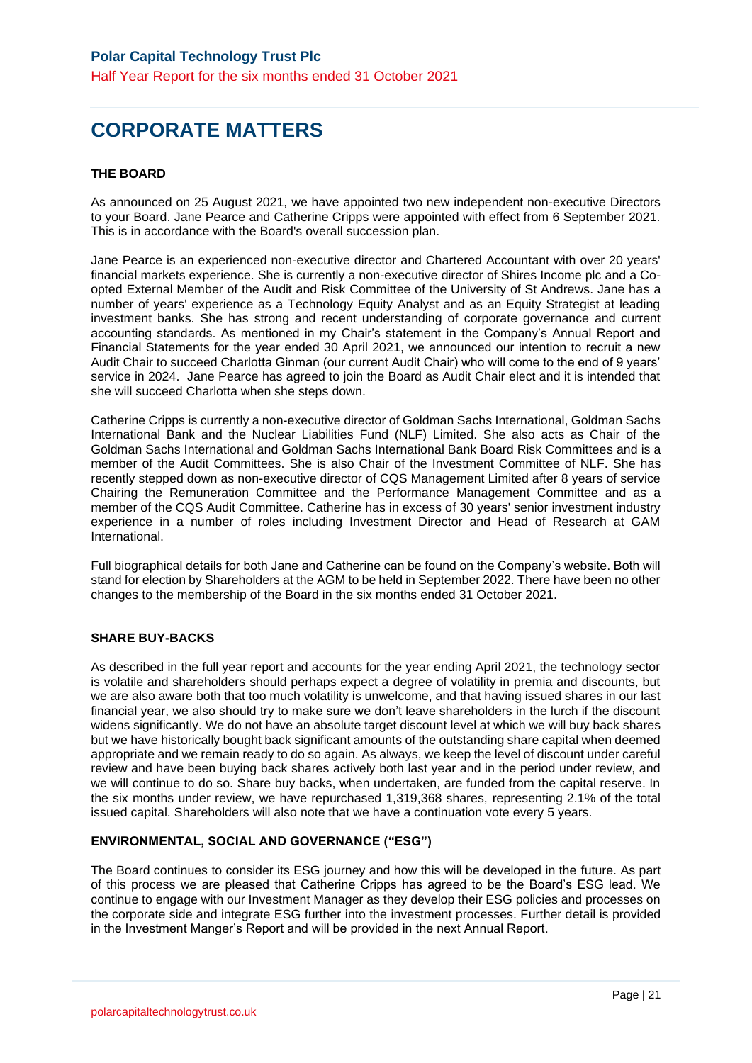# CORPORATE MATTERS

## THE BOARD

As announced on 25 August 2021, we have appointed two new independent non-executive Directors to your Board. Jane Pearce and Catherine Cripps were appointed with effect from 6 September 2021. This is in accordance with the Board's overall succession plan.

Jane Pearce is an experienced non-executive director and Chartered Accountant with over 20 years' financial markets experience. She is currently a non-executive director of Shires Income plc and a Co-opted External Member of the Audit and Risk Committee of the University of St Andrews. Jane has a number of years' experience as a Technology Equity Analyst and as an Equity Strategist at leading investment banks. She has strong and recent understanding of corporate governance and current accounting standards. As mentioned in my Chair's statement in the Company's Annual Report and Financial Statements for the year ended 30 April 2021, we announced our intention to recruit a new Audit Chair to succeed Charlotta Ginman (our current Audit Chair) who will come to the end of 9 years' service in 2024. Jane Pearce has agreed to join the Board as Audit Chair elect and it is intended that she will succeed Charlotta when she steps down.

Catherine Cripps is currently a non-executive director of Goldman Sachs International, Goldman Sachs International Bank and the Nuclear Liabilities Fund (NLF) Limited. She also acts as Chair of the Goldman Sachs International and Goldman Sachs International Bank Board Risk Committees and is a member of the Audit Committees. She is also Chair of the Investment Committee of NLF. She has recently stepped down as non-executive director of CQS Management Limited after 8 years of service Chairing the Remuneration Committee and the Performance Management Committee and as a member of the CQS Audit Committee. Catherine has in excess of 30 years' senior investment industry experience in a number of roles including Investment Director and Head of Research at GAM International.

Full biographical details for both Jane and Catherine can be found on the Company's website. Both will stand for election by Shareholders at the AGM to be held in September 2022. There have been no other changes to the membership of the Board in the six months ended 31 October 2021.

## SHARE BUY-BACKS

As described in the full year report and accounts for the year ending April 2021, the technology sector is volatile and shareholders should perhaps expect a degree of volatility in premia and discounts, but we are also aware both that too much volatility is unwelcome, and that having issued shares in our last financial year, we also should try to make sure we don't leave shareholders in the lurch if the discount widens significantly. We do not have an absolute target discount level at which we will buy back shares but we have historically bought back significant amounts of the outstanding share capital when deemed appropriate and we remain ready to do so again. As always, we keep the level of discount under careful review and have been buying back shares actively both last year and in the period under review, and we will continue to do so. Share buy backs, when undertaken, are funded from the capital reserve. In the six months under review, we have repurchased 1,319,368 shares, representing 2.1% of the total issued capital. Shareholders will also note that we have a continuation vote every 5 years.

## ENVIRONMENTAL, SOCIAL AND GOVERNANCE ("ESG")

The Board continues to consider its ESG journey and how this will be developed in the future. As part of this process we are pleased that Catherine Cripps has agreed to be the Board's ESG lead. We continue to engage with our Investment Manager as they develop their ESG policies and processes on the corporate side and integrate ESG further into the investment processes. Further detail is provided in the Investment Manger's Report and will be provided in the next Annual Report.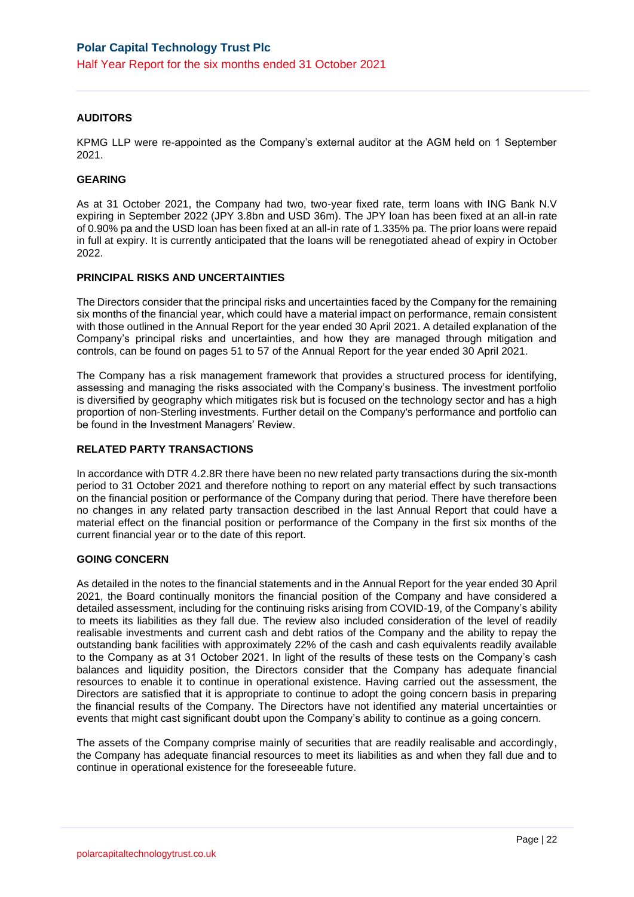## AUDITORS

KPMG LLP were re-appointed as the Company's external auditor at the AGM held on 1 September 2021.

## GEARING

As at 31 October 2021, the Company had two, two-year fixed rate, term loans with ING Bank N.V expiring in September 2022 (JPY 3.8bn and USD 36m). The JPY loan has been fixed at an all-in rate of 0.90% pa and the USD loan has been fixed at an all-in rate of 1.335% pa. The prior loans were repaid in full at expiry. It is currently anticipated that the loans will be renegotiated ahead of expiry in October 2022.

## PRINCIPAL RISKS AND UNCERTAINTIES

The Directors consider that the principal risks and uncertainties faced by the Company for the remaining six months of the financial year, which could have a material impact on performance, remain consistent with those outlined in the Annual Report for the year ended 30 April 2021. A detailed explanation of the Company's principal risks and uncertainties, and how they are managed through mitigation and controls, can be found on pages 51 to 57 of the Annual Report for the year ended 30 April 2021.

The Company has a risk management framework that provides a structured process for identifying, assessing and managing the risks associated with the Company's business. The investment portfolio is diversified by geography which mitigates risk but is focused on the technology sector and has a high proportion of non-Sterling investments. Further detail on the Company's performance and portfolio can be found in the Investment Managers' Review.

## RELATED PARTY TRANSACTIONS

In accordance with DTR 4.2.8R there have been no new related party transactions during the six-month period to 31 October 2021 and therefore nothing to report on any material effect by such transactions on the financial position or performance of the Company during that period. There have therefore been no changes in any related party transaction described in the last Annual Report that could have a material effect on the financial position or performance of the Company in the first six months of the current financial year or to the date of this report.

## GOING CONCERN

As detailed in the notes to the financial statements and in the Annual Report for the year ended 30 April 2021, the Board continually monitors the financial position of the Company and have considered a detailed assessment, including for the continuing risks arising from COVID-19, of the Company's ability to meets its liabilities as they fall due. The review also included consideration of the level of readily realisable investments and current cash and debt ratios of the Company and the ability to repay the outstanding bank facilities with approximately 22% of the cash and cash equivalents readily available to the Company as at 31 October 2021. In light of the results of these tests on the Company's cash balances and liquidity position, the Directors consider that the Company has adequate financial resources to enable it to continue in operational existence. Having carried out the assessment, the Directors are satisfied that it is appropriate to continue to adopt the going concern basis in preparing the financial results of the Company. The Directors have not identified any material uncertainties or events that might cast significant doubt upon the Company's ability to continue as a going concern.

The assets of the Company comprise mainly of securities that are readily realisable and accordingly, the Company has adequate financial resources to meet its liabilities as and when they fall due and to continue in operational existence for the foreseeable future.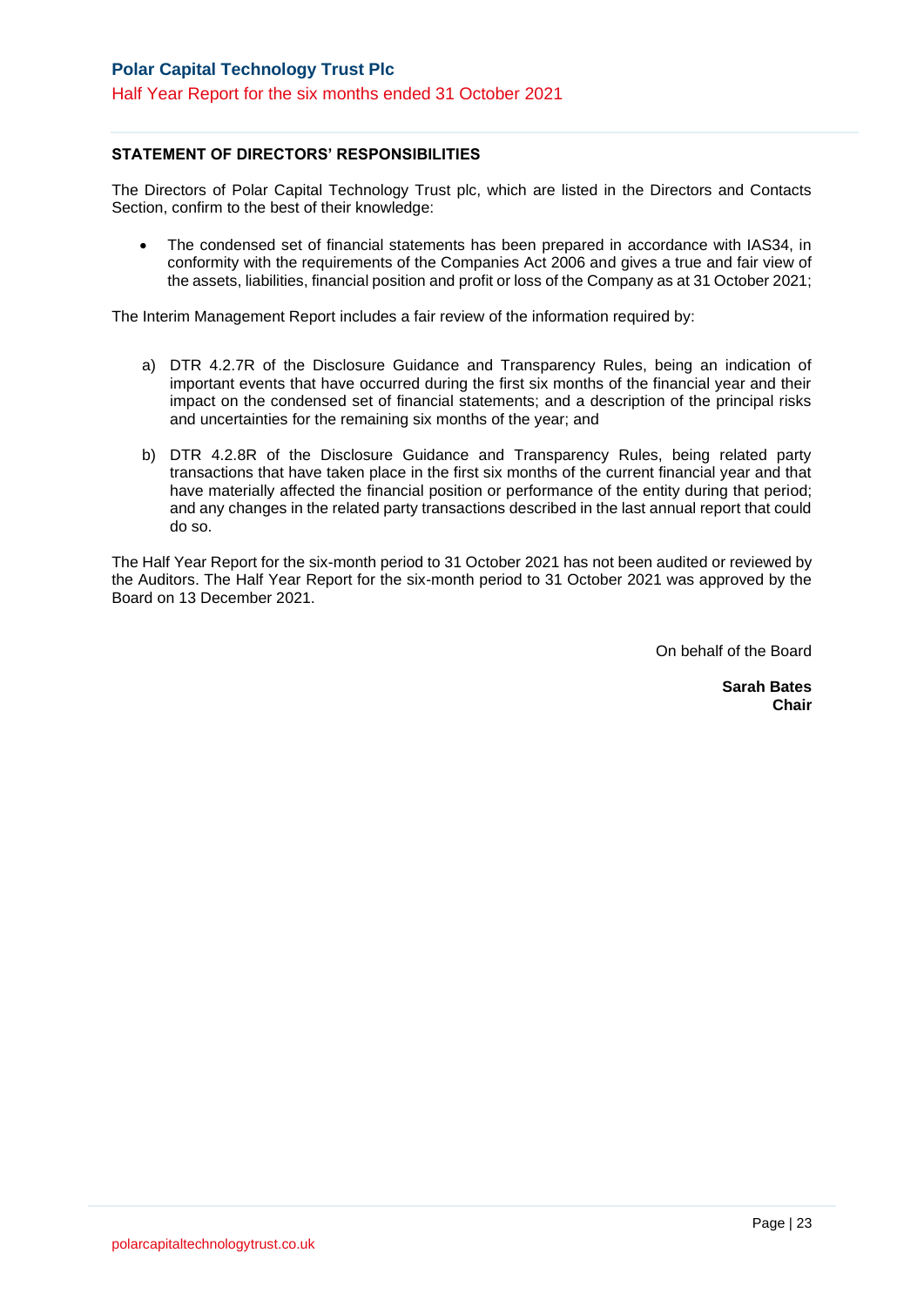## STATEMENT OF DIRECTORS' RESPONSIBILITIES

The Directors of Polar Capital Technology Trust plc, which are listed in the Directors and Contacts Section, confirm to the best of their knowledge:

- The condensed set of financial statements has been prepared in accordance with IAS34, in conformity with the requirements of the Companies Act 2006 and gives a true and fair view of the assets, liabilities, financial position and profit or loss of the Company as at 31 October 2021;

The Interim Management Report includes a fair review of the information required by:

a) DTR 4.2.7R of the Disclosure Guidance and Transparency Rules, being an indication of important events that have occurred during the first six months of the financial year and their impact on the condensed set of financial statements; and a description of the principal risks and uncertainties for the remaining six months of the year; and

b) DTR 4.2.8R of the Disclosure Guidance and Transparency Rules, being related party transactions that have taken place in the first six months of the current financial year and that have materially affected the financial position or performance of the entity during that period; and any changes in the related party transactions described in the last annual report that could do so.

The Half Year Report for the six-month period to 31 October 2021 has not been audited or reviewed by the Auditors. The Half Year Report for the six-month period to 31 October 2021 was approved by the Board on 13 December 2021.

On behalf of the Board

**Sarah Bates**
**Chair**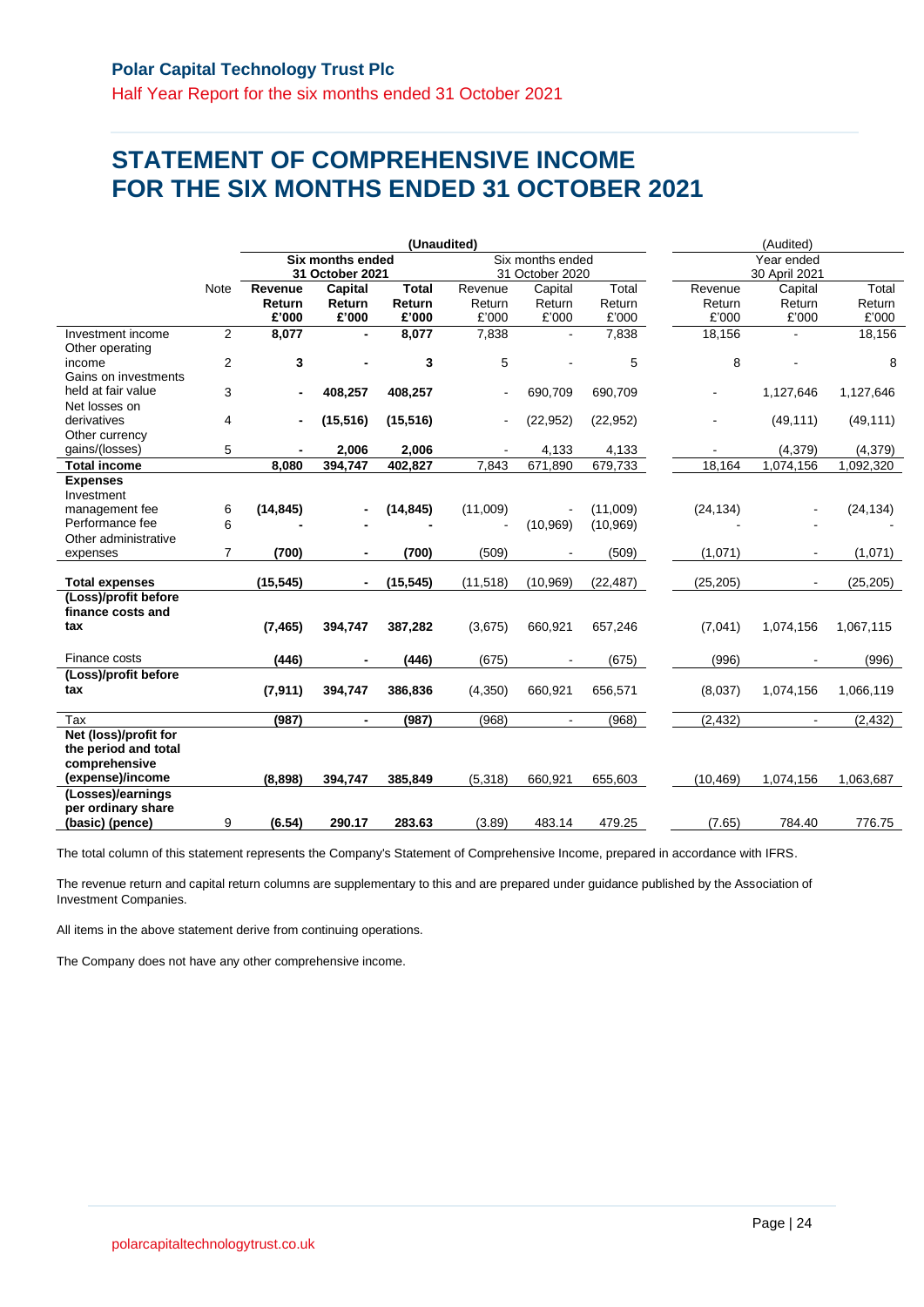# STATEMENT OF COMPREHENSIVE INCOME FOR THE SIX MONTHS ENDED 31 OCTOBER 2021

| | | (Unaudited) | | | | | | (Audited) | | |
|---|---|---|---|---|---|---|---|---|---|---|
| | | **Six months ended 31 October 2021** | | | Six months ended 31 October 2020 | | | Year ended 30 April 2021 | | |
| | Note | **Revenue Return £'000** | **Capital Return £'000** | **Total Return £'000** | Revenue Return £'000 | Capital Return £'000 | Total Return £'000 | Revenue Return £'000 | Capital Return £'000 | Total Return £'000 |
| Investment income | 2 | **8,077** | **-** | **8,077** | 7,838 | - | 7,838 | 18,156 | - | 18,156 |
| Other operating income | 2 | **3** | **-** | **3** | 5 | - | 5 | 8 | - | 8 |
| Gains on investments held at fair value | 3 | **-** | **408,257** | **408,257** | - | 690,709 | 690,709 | - | 1,127,646 | 1,127,646 |
| Net losses on derivatives | 4 | **-** | **(15,516)** | **(15,516)** | - | (22,952) | (22,952) | - | (49,111) | (49,111) |
| Other currency gains/(losses) | 5 | **-** | **2,006** | **2,006** | - | 4,133 | 4,133 | - | (4,379) | (4,379) |
| **Total income** | | **8,080** | **394,747** | **402,827** | 7,843 | 671,890 | 679,733 | 18,164 | 1,074,156 | 1,092,320 |
| **Expenses** | | | | | | | | | | |
| Investment management fee | 6 | **(14,845)** | **-** | **(14,845)** | (11,009) | - | (11,009) | (24,134) | - | (24,134) |
| Performance fee | 6 | **-** | **-** | **-** | - | (10,969) | (10,969) | - | - | - |
| Other administrative expenses | 7 | **(700)** | **-** | **(700)** | (509) | - | (509) | (1,071) | - | (1,071) |
| **Total expenses** | | **(15,545)** | **-** | **(15,545)** | (11,518) | (10,969) | (22,487) | (25,205) | - | (25,205) |
| **(Loss)/profit before finance costs and tax** | | **(7,465)** | **394,747** | **387,282** | (3,675) | 660,921 | 657,246 | (7,041) | 1,074,156 | 1,067,115 |
| Finance costs | | **(446)** | **-** | **(446)** | (675) | - | (675) | (996) | - | (996) |
| **(Loss)/profit before tax** | | **(7,911)** | **394,747** | **386,836** | (4,350) | 660,921 | 656,571 | (8,037) | 1,074,156 | 1,066,119 |
| Tax | | **(987)** | **-** | **(987)** | (968) | - | (968) | (2,432) | - | (2,432) |
| **Net (loss)/profit for the period and total comprehensive (expense)/income** | | **(8,898)** | **394,747** | **385,849** | (5,318) | 660,921 | 655,603 | (10,469) | 1,074,156 | 1,063,687 |
| **(Losses)/earnings per ordinary share (basic) (pence)** | 9 | **(6.54)** | **290.17** | **283.63** | (3.89) | 483.14 | 479.25 | (7.65) | 784.40 | 776.75 |

The total column of this statement represents the Company's Statement of Comprehensive Income, prepared in accordance with IFRS.

The revenue return and capital return columns are supplementary to this and are prepared under guidance published by the Association of Investment Companies.

All items in the above statement derive from continuing operations.

The Company does not have any other comprehensive income.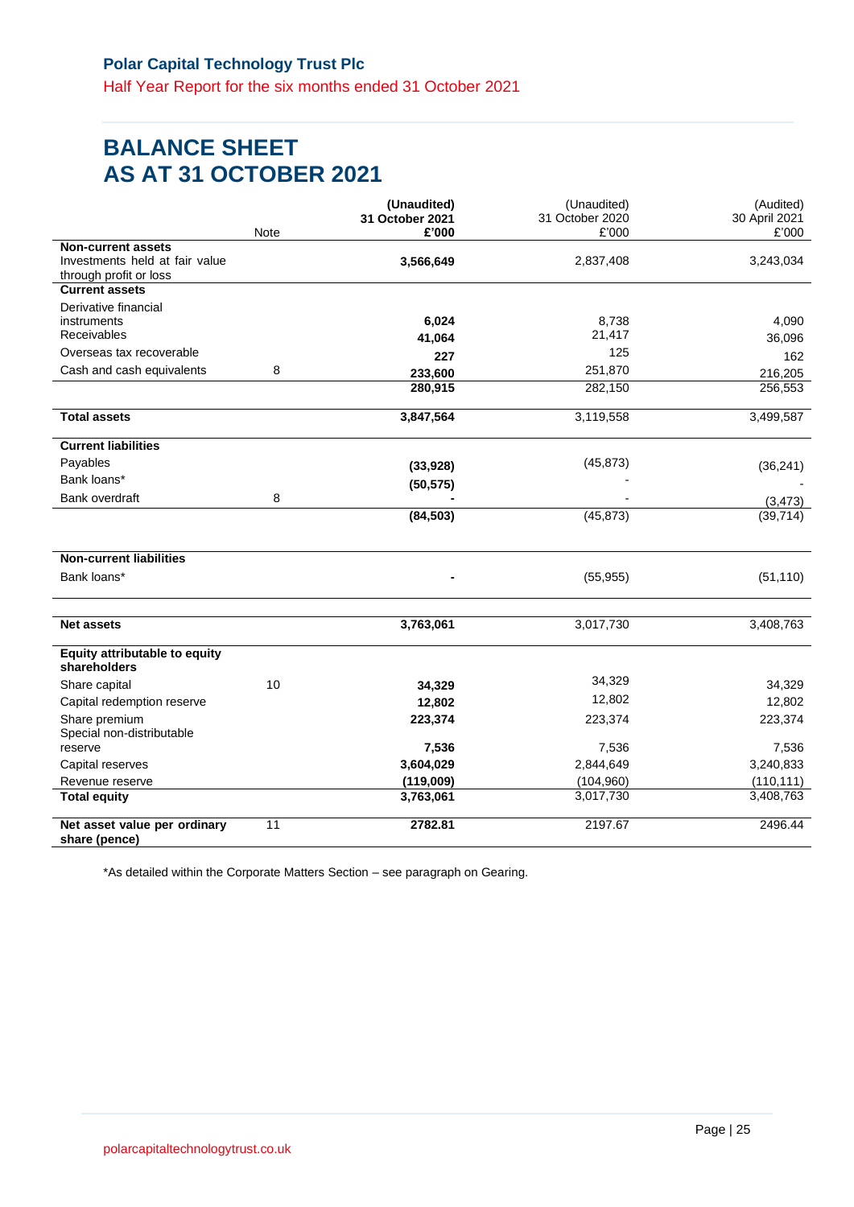# BALANCE SHEET
# AS AT 31 OCTOBER 2021

| | Note | **(Unaudited) 31 October 2021 £'000** | (Unaudited) 31 October 2020 £'000 | (Audited) 30 April 2021 £'000 |
|---|---|---|---|---|
| **Non-current assets** | | | | |
| Investments held at fair value through profit or loss | | **3,566,649** | 2,837,408 | 3,243,034 |
| **Current assets** | | | | |
| Derivative financial instruments | | **6,024** | 8,738 | 4,090 |
| Receivables | | **41,064** | 21,417 | 36,096 |
| Overseas tax recoverable | | **227** | 125 | 162 |
| Cash and cash equivalents | 8 | **233,600** | 251,870 | 216,205 |
| | | **280,915** | 282,150 | 256,553 |
| **Total assets** | | **3,847,564** | 3,119,558 | 3,499,587 |
| **Current liabilities** | | | | |
| Payables | | **(33,928)** | (45,873) | (36,241) |
| Bank loans* | | **(50,575)** | - | - |
| Bank overdraft | 8 | **-** | - | (3,473) |
| | | **(84,503)** | (45,873) | (39,714) |
| **Non-current liabilities** | | | | |
| Bank loans* | | **-** | (55,955) | (51,110) |
| **Net assets** | | **3,763,061** | 3,017,730 | 3,408,763 |
| **Equity attributable to equity shareholders** | | | | |
| Share capital | 10 | **34,329** | 34,329 | 34,329 |
| Capital redemption reserve | | **12,802** | 12,802 | 12,802 |
| Share premium | | **223,374** | 223,374 | 223,374 |
| Special non-distributable reserve | | **7,536** | 7,536 | 7,536 |
| Capital reserves | | **3,604,029** | 2,844,649 | 3,240,833 |
| Revenue reserve | | **(119,009)** | (104,960) | (110,111) |
| **Total equity** | | **3,763,061** | 3,017,730 | 3,408,763 |
| **Net asset value per ordinary share (pence)** | 11 | **2782.81** | 2197.67 | 2496.44 |

*As detailed within the Corporate Matters Section – see paragraph on Gearing.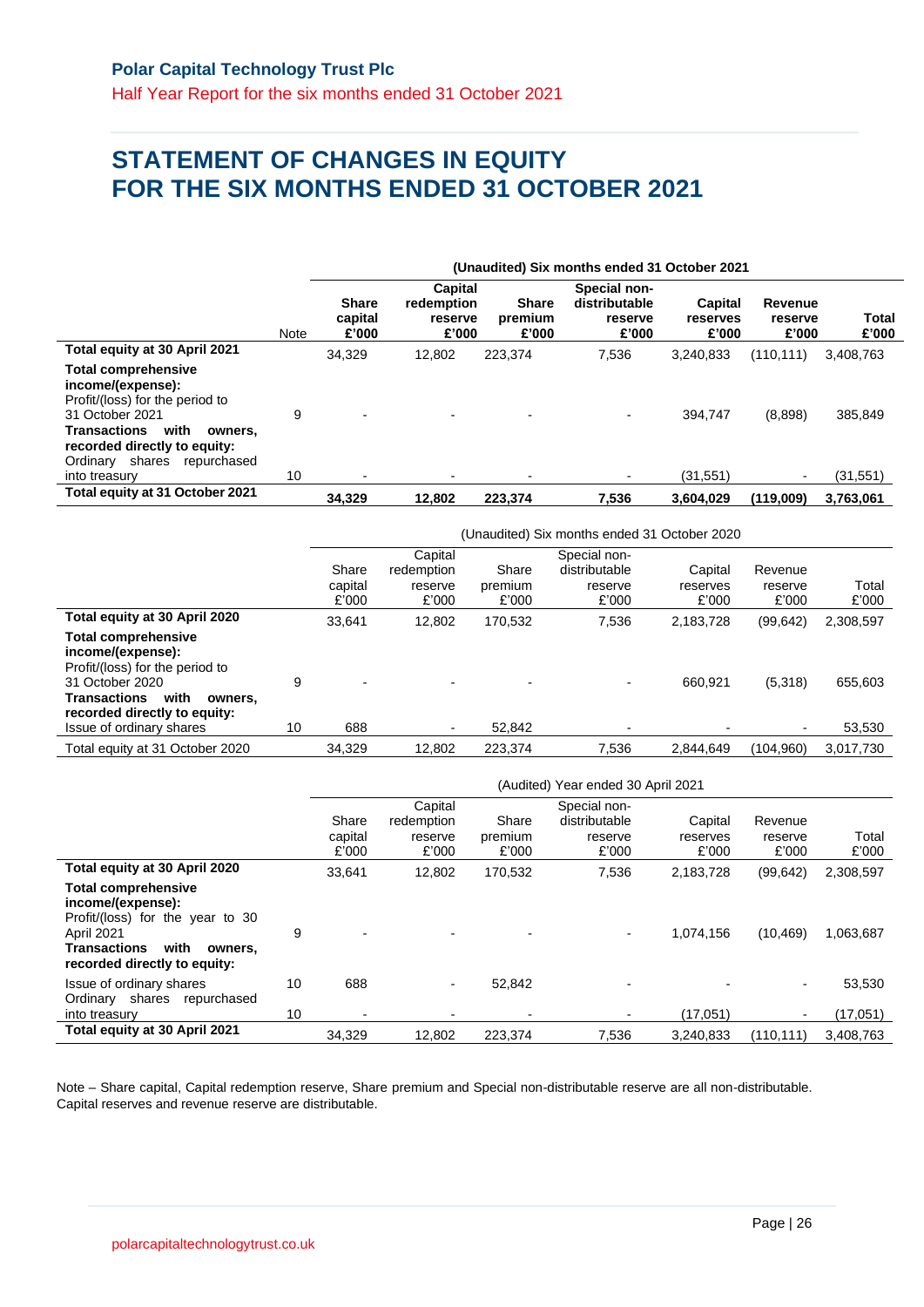# STATEMENT OF CHANGES IN EQUITY FOR THE SIX MONTHS ENDED 31 OCTOBER 2021

| | | (Unaudited) Six months ended 31 October 2021 | | | | | | |
|---|---|---|---|---|---|---|---|---|
| | **Note** | **Share capital £'000** | **Capital redemption reserve £'000** | **Share premium £'000** | **Special non-distributable reserve £'000** | **Capital reserves £'000** | **Revenue reserve £'000** | **Total £'000** |
| **Total equity at 30 April 2021** | | 34,329 | 12,802 | 223,374 | 7,536 | 3,240,833 | (110,111) | 3,408,763 |
| **Total comprehensive income/(expense):** | | | | | | | | |
| Profit/(loss) for the period to 31 October 2021 | 9 | - | - | - | - | 394,747 | (8,898) | 385,849 |
| **Transactions with owners, recorded directly to equity:** | | | | | | | | |
| Ordinary shares repurchased into treasury | 10 | - | - | - | - | (31,551) | - | (31,551) |
| **Total equity at 31 October 2021** | | **34,329** | **12,802** | **223,374** | **7,536** | **3,604,029** | **(119,009)** | **3,763,061** |

| | | (Unaudited) Six months ended 31 October 2020 | | | | | | |
|---|---|---|---|---|---|---|---|---|
| | | Share capital £'000 | Capital redemption reserve £'000 | Share premium £'000 | Special non-distributable reserve £'000 | Capital reserves £'000 | Revenue reserve £'000 | Total £'000 |
| **Total equity at 30 April 2020** | | 33,641 | 12,802 | 170,532 | 7,536 | 2,183,728 | (99,642) | 2,308,597 |
| **Total comprehensive income/(expense):** | | | | | | | | |
| Profit/(loss) for the period to 31 October 2020 | 9 | - | - | - | - | 660,921 | (5,318) | 655,603 |
| **Transactions with owners, recorded directly to equity:** | | | | | | | | |
| Issue of ordinary shares | 10 | 688 | - | 52,842 | - | - | - | 53,530 |
| Total equity at 31 October 2020 | | 34,329 | 12,802 | 223,374 | 7,536 | 2,844,649 | (104,960) | 3,017,730 |

| | | (Audited) Year ended 30 April 2021 | | | | | | |
|---|---|---|---|---|---|---|---|---|
| | | Share capital £'000 | Capital redemption reserve £'000 | Share premium £'000 | Special non-distributable reserve £'000 | Capital reserves £'000 | Revenue reserve £'000 | Total £'000 |
| **Total equity at 30 April 2020** | | 33,641 | 12,802 | 170,532 | 7,536 | 2,183,728 | (99,642) | 2,308,597 |
| **Total comprehensive income/(expense):** | | | | | | | | |
| Profit/(loss) for the year to 30 April 2021 | 9 | - | - | - | - | 1,074,156 | (10,469) | 1,063,687 |
| **Transactions with owners, recorded directly to equity:** | | | | | | | | |
| Issue of ordinary shares | 10 | 688 | - | 52,842 | - | - | - | 53,530 |
| Ordinary shares repurchased into treasury | 10 | - | - | - | - | (17,051) | - | (17,051) |
| **Total equity at 30 April 2021** | | 34,329 | 12,802 | 223,374 | 7,536 | 3,240,833 | (110,111) | 3,408,763 |

Note – Share capital, Capital redemption reserve, Share premium and Special non-distributable reserve are all non-distributable. Capital reserves and revenue reserve are distributable.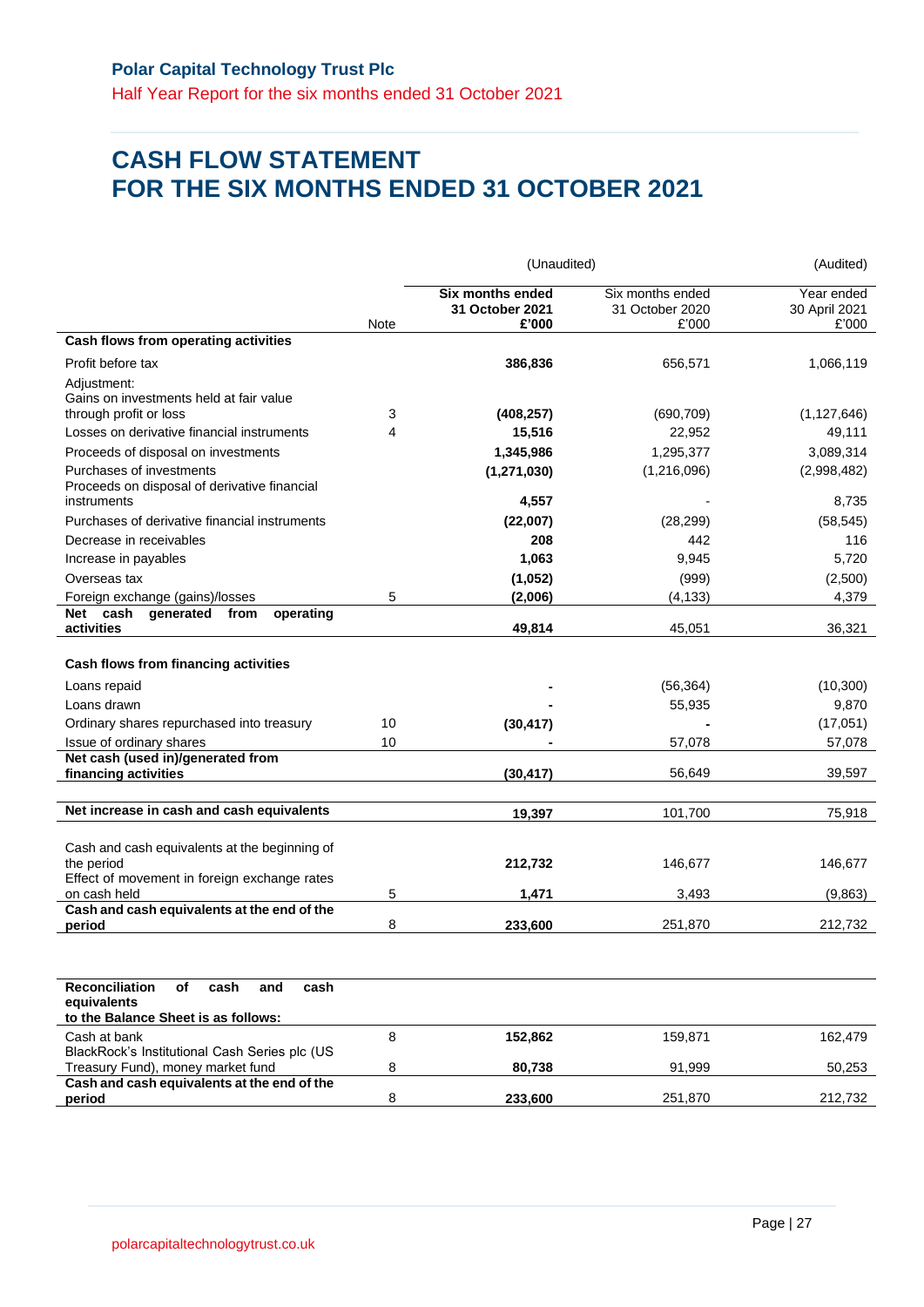Polar Capital Technology Trust Plc

Half Year Report for the six months ended 31 October 2021

# CASH FLOW STATEMENT
# FOR THE SIX MONTHS ENDED 31 OCTOBER 2021

| | Note | (Unaudited) | | (Audited) |
|---|---|---|---|---|
| | | **Six months ended 31 October 2021 £'000** | Six months ended 31 October 2020 £'000 | Year ended 30 April 2021 £'000 |
| **Cash flows from operating activities** | | | | |
| Profit before tax | | **386,836** | 656,571 | 1,066,119 |
| Adjustment: | | | | |
| Gains on investments held at fair value through profit or loss | 3 | **(408,257)** | (690,709) | (1,127,646) |
| Losses on derivative financial instruments | 4 | **15,516** | 22,952 | 49,111 |
| Proceeds of disposal on investments | | **1,345,986** | 1,295,377 | 3,089,314 |
| Purchases of investments | | **(1,271,030)** | (1,216,096) | (2,998,482) |
| Proceeds on disposal of derivative financial instruments | | **4,557** | - | 8,735 |
| Purchases of derivative financial instruments | | **(22,007)** | (28,299) | (58,545) |
| Decrease in receivables | | **208** | 442 | 116 |
| Increase in payables | | **1,063** | 9,945 | 5,720 |
| Overseas tax | | **(1,052)** | (999) | (2,500) |
| Foreign exchange (gains)/losses | 5 | **(2,006)** | (4,133) | 4,379 |
| **Net cash generated from operating activities** | | **49,814** | 45,051 | 36,321 |
| **Cash flows from financing activities** | | | | |
| Loans repaid | | **-** | (56,364) | (10,300) |
| Loans drawn | | **-** | 55,935 | 9,870 |
| Ordinary shares repurchased into treasury | 10 | **(30,417)** | - | (17,051) |
| Issue of ordinary shares | 10 | **-** | 57,078 | 57,078 |
| **Net cash (used in)/generated from financing activities** | | **(30,417)** | 56,649 | 39,597 |
| **Net increase in cash and cash equivalents** | | **19,397** | 101,700 | 75,918 |
| Cash and cash equivalents at the beginning of the period | | **212,732** | 146,677 | 146,677 |
| Effect of movement in foreign exchange rates on cash held | 5 | **1,471** | 3,493 | (9,863) |
| **Cash and cash equivalents at the end of the period** | 8 | **233,600** | 251,870 | 212,732 |

| **Reconciliation of cash and cash equivalents to the Balance Sheet is as follows:** | | | | |
|---|---|---|---|---|
| Cash at bank | 8 | **152,862** | 159,871 | 162,479 |
| BlackRock's Institutional Cash Series plc (US Treasury Fund), money market fund | 8 | **80,738** | 91,999 | 50,253 |
| **Cash and cash equivalents at the end of the period** | 8 | **233,600** | 251,870 | 212,732 |

polarcapitaltechnologytrust.co.uk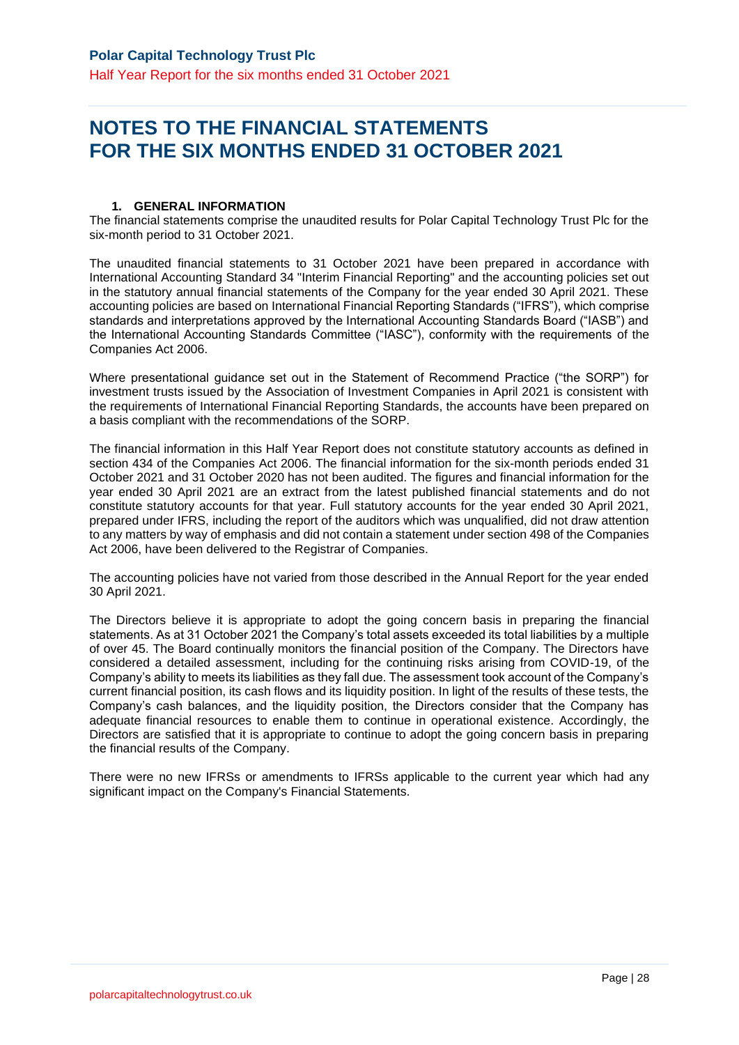# NOTES TO THE FINANCIAL STATEMENTS FOR THE SIX MONTHS ENDED 31 OCTOBER 2021

## 1. GENERAL INFORMATION

The financial statements comprise the unaudited results for Polar Capital Technology Trust Plc for the six-month period to 31 October 2021.

The unaudited financial statements to 31 October 2021 have been prepared in accordance with International Accounting Standard 34 "Interim Financial Reporting" and the accounting policies set out in the statutory annual financial statements of the Company for the year ended 30 April 2021. These accounting policies are based on International Financial Reporting Standards ("IFRS"), which comprise standards and interpretations approved by the International Accounting Standards Board ("IASB") and the International Accounting Standards Committee ("IASC"), conformity with the requirements of the Companies Act 2006.

Where presentational guidance set out in the Statement of Recommend Practice ("the SORP") for investment trusts issued by the Association of Investment Companies in April 2021 is consistent with the requirements of International Financial Reporting Standards, the accounts have been prepared on a basis compliant with the recommendations of the SORP.

The financial information in this Half Year Report does not constitute statutory accounts as defined in section 434 of the Companies Act 2006. The financial information for the six-month periods ended 31 October 2021 and 31 October 2020 has not been audited. The figures and financial information for the year ended 30 April 2021 are an extract from the latest published financial statements and do not constitute statutory accounts for that year. Full statutory accounts for the year ended 30 April 2021, prepared under IFRS, including the report of the auditors which was unqualified, did not draw attention to any matters by way of emphasis and did not contain a statement under section 498 of the Companies Act 2006, have been delivered to the Registrar of Companies.

The accounting policies have not varied from those described in the Annual Report for the year ended 30 April 2021.

The Directors believe it is appropriate to adopt the going concern basis in preparing the financial statements. As at 31 October 2021 the Company's total assets exceeded its total liabilities by a multiple of over 45. The Board continually monitors the financial position of the Company. The Directors have considered a detailed assessment, including for the continuing risks arising from COVID-19, of the Company's ability to meets its liabilities as they fall due. The assessment took account of the Company's current financial position, its cash flows and its liquidity position. In light of the results of these tests, the Company's cash balances, and the liquidity position, the Directors consider that the Company has adequate financial resources to enable them to continue in operational existence. Accordingly, the Directors are satisfied that it is appropriate to continue to adopt the going concern basis in preparing the financial results of the Company.

There were no new IFRSs or amendments to IFRSs applicable to the current year which had any significant impact on the Company's Financial Statements.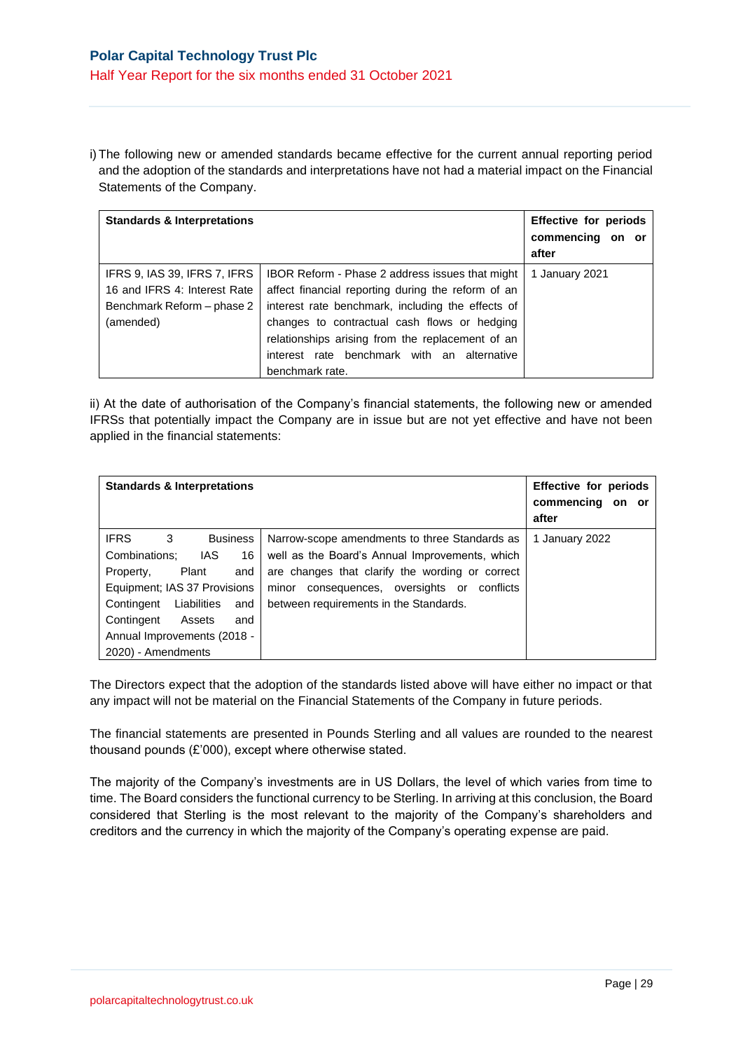i) The following new or amended standards became effective for the current annual reporting period and the adoption of the standards and interpretations have not had a material impact on the Financial Statements of the Company.

| Standards & Interpretations | | Effective for periods commencing on or after |
|---|---|---|
| IFRS 9, IAS 39, IFRS 7, IFRS 16 and IFRS 4: Interest Rate Benchmark Reform – phase 2 (amended) | IBOR Reform - Phase 2 address issues that might affect financial reporting during the reform of an interest rate benchmark, including the effects of changes to contractual cash flows or hedging relationships arising from the replacement of an interest rate benchmark with an alternative benchmark rate. | 1 January 2021 |

ii) At the date of authorisation of the Company's financial statements, the following new or amended IFRSs that potentially impact the Company are in issue but are not yet effective and have not been applied in the financial statements:

| Standards & Interpretations | | Effective for periods commencing on or after |
|---|---|---|
| IFRS 3 Business Combinations; IAS 16 Property, Plant and Equipment; IAS 37 Provisions Contingent Liabilities and Contingent Assets and Annual Improvements (2018 - 2020) - Amendments | Narrow-scope amendments to three Standards as well as the Board's Annual Improvements, which are changes that clarify the wording or correct minor consequences, oversights or conflicts between requirements in the Standards. | 1 January 2022 |

The Directors expect that the adoption of the standards listed above will have either no impact or that any impact will not be material on the Financial Statements of the Company in future periods.

The financial statements are presented in Pounds Sterling and all values are rounded to the nearest thousand pounds (£'000), except where otherwise stated.

The majority of the Company's investments are in US Dollars, the level of which varies from time to time. The Board considers the functional currency to be Sterling. In arriving at this conclusion, the Board considered that Sterling is the most relevant to the majority of the Company's shareholders and creditors and the currency in which the majority of the Company's operating expense are paid.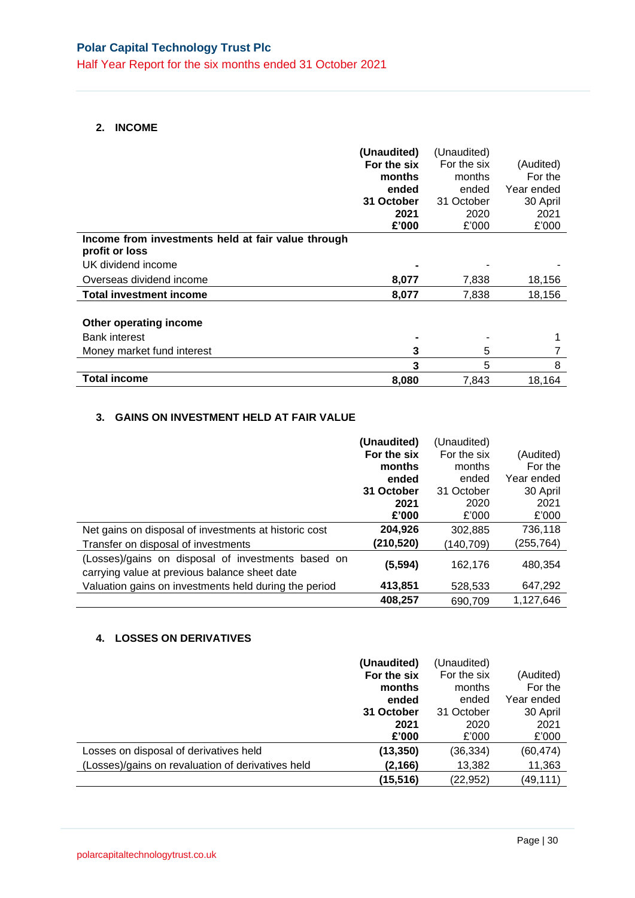## 2. INCOME

| | **(Unaudited) For the six months ended 31 October 2021 £'000** | (Unaudited) For the six months ended 31 October 2020 £'000 | (Audited) For the Year ended 30 April 2021 £'000 |
|---|---|---|---|
| **Income from investments held at fair value through profit or loss** | | | |
| UK dividend income | **-** | - | - |
| Overseas dividend income | **8,077** | 7,838 | 18,156 |
| **Total investment income** | **8,077** | 7,838 | 18,156 |
| | | | |
| **Other operating income** | | | |
| Bank interest | **-** | - | 1 |
| Money market fund interest | **3** | 5 | 7 |
| | **3** | 5 | 8 |
| **Total income** | **8,080** | 7,843 | 18,164 |

## 3. GAINS ON INVESTMENT HELD AT FAIR VALUE

| | **(Unaudited) For the six months ended 31 October 2021 £'000** | (Unaudited) For the six months ended 31 October 2020 £'000 | (Audited) For the Year ended 30 April 2021 £'000 |
|---|---|---|---|
| Net gains on disposal of investments at historic cost | **204,926** | 302,885 | 736,118 |
| Transfer on disposal of investments | **(210,520)** | (140,709) | (255,764) |
| (Losses)/gains on disposal of investments based on carrying value at previous balance sheet date | **(5,594)** | 162,176 | 480,354 |
| Valuation gains on investments held during the period | **413,851** | 528,533 | 647,292 |
| | **408,257** | 690,709 | 1,127,646 |

## 4. LOSSES ON DERIVATIVES

| | **(Unaudited) For the six months ended 31 October 2021 £'000** | (Unaudited) For the six months ended 31 October 2020 £'000 | (Audited) For the Year ended 30 April 2021 £'000 |
|---|---|---|---|
| Losses on disposal of derivatives held | **(13,350)** | (36,334) | (60,474) |
| (Losses)/gains on revaluation of derivatives held | **(2,166)** | 13,382 | 11,363 |
| | **(15,516)** | (22,952) | (49,111) |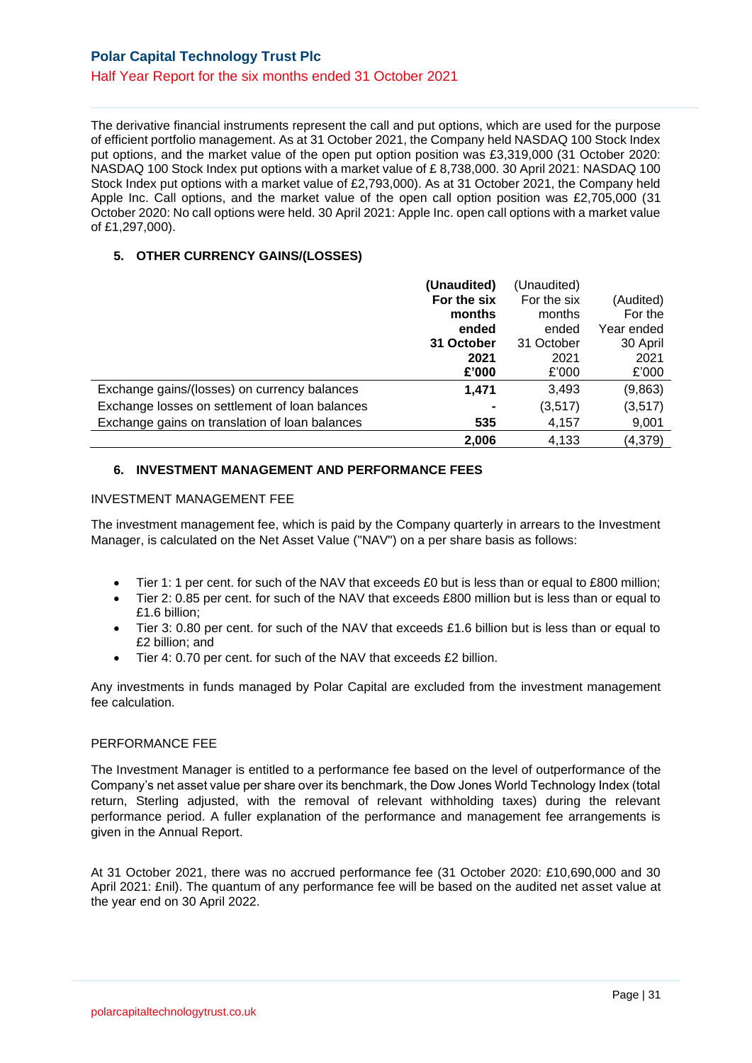The derivative financial instruments represent the call and put options, which are used for the purpose of efficient portfolio management. As at 31 October 2021, the Company held NASDAQ 100 Stock Index put options, and the market value of the open put option position was £3,319,000 (31 October 2020: NASDAQ 100 Stock Index put options with a market value of £ 8,738,000. 30 April 2021: NASDAQ 100 Stock Index put options with a market value of £2,793,000). As at 31 October 2021, the Company held Apple Inc. Call options, and the market value of the open call option position was £2,705,000 (31 October 2020: No call options were held. 30 April 2021: Apple Inc. open call options with a market value of £1,297,000).

### 5. OTHER CURRENCY GAINS/(LOSSES)

| | **(Unaudited) For the six months ended 31 October 2021 £'000** | (Unaudited) For the six months ended 31 October 2021 £'000 | (Audited) For the Year ended 30 April 2021 £'000 |
|---|---|---|---|
| Exchange gains/(losses) on currency balances | **1,471** | 3,493 | (9,863) |
| Exchange losses on settlement of loan balances | **-** | (3,517) | (3,517) |
| Exchange gains on translation of loan balances | **535** | 4,157 | 9,001 |
| | **2,006** | 4,133 | (4,379) |

### 6. INVESTMENT MANAGEMENT AND PERFORMANCE FEES

INVESTMENT MANAGEMENT FEE

The investment management fee, which is paid by the Company quarterly in arrears to the Investment Manager, is calculated on the Net Asset Value ("NAV") on a per share basis as follows:

- Tier 1: 1 per cent. for such of the NAV that exceeds £0 but is less than or equal to £800 million;
- Tier 2: 0.85 per cent. for such of the NAV that exceeds £800 million but is less than or equal to £1.6 billion;
- Tier 3: 0.80 per cent. for such of the NAV that exceeds £1.6 billion but is less than or equal to £2 billion; and
- Tier 4: 0.70 per cent. for such of the NAV that exceeds £2 billion.

Any investments in funds managed by Polar Capital are excluded from the investment management fee calculation.

PERFORMANCE FEE

The Investment Manager is entitled to a performance fee based on the level of outperformance of the Company's net asset value per share over its benchmark, the Dow Jones World Technology Index (total return, Sterling adjusted, with the removal of relevant withholding taxes) during the relevant performance period. A fuller explanation of the performance and management fee arrangements is given in the Annual Report.

At 31 October 2021, there was no accrued performance fee (31 October 2020: £10,690,000 and 30 April 2021: £nil). The quantum of any performance fee will be based on the audited net asset value at the year end on 30 April 2022.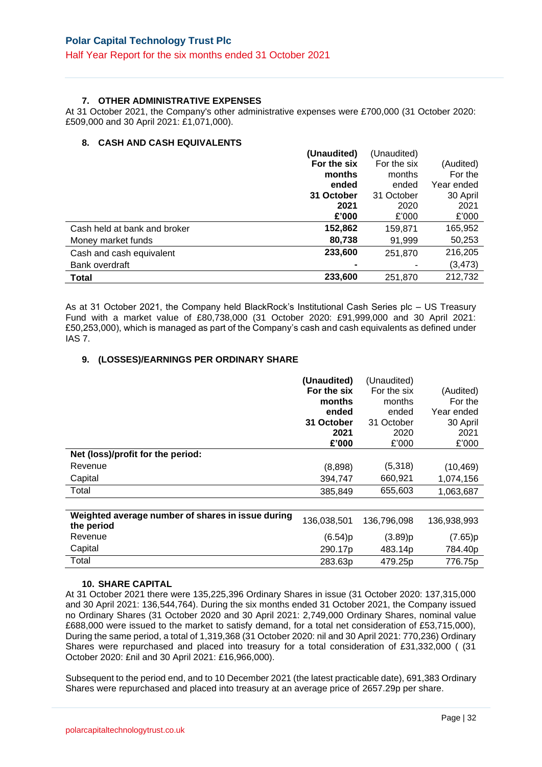### 7. OTHER ADMINISTRATIVE EXPENSES

At 31 October 2021, the Company's other administrative expenses were £700,000 (31 October 2020: £509,000 and 30 April 2021: £1,071,000).

### 8. CASH AND CASH EQUIVALENTS

| | **(Unaudited) For the six months ended 31 October 2021 £'000** | (Unaudited) For the six months ended 31 October 2020 £'000 | (Audited) For the Year ended 30 April 2021 £'000 |
|---|---|---|---|
| Cash held at bank and broker | **152,862** | 159,871 | 165,952 |
| Money market funds | **80,738** | 91,999 | 50,253 |
| Cash and cash equivalent | **233,600** | 251,870 | 216,205 |
| Bank overdraft | **-** | - | (3,473) |
| **Total** | **233,600** | 251,870 | 212,732 |

As at 31 October 2021, the Company held BlackRock's Institutional Cash Series plc – US Treasury Fund with a market value of £80,738,000 (31 October 2020: £91,999,000 and 30 April 2021: £50,253,000), which is managed as part of the Company's cash and cash equivalents as defined under IAS 7.

### 9. (LOSSES)/EARNINGS PER ORDINARY SHARE

| | **(Unaudited) For the six months ended 31 October 2021 £'000** | (Unaudited) For the six months ended 31 October 2020 £'000 | (Audited) For the Year ended 30 April 2021 £'000 |
|---|---|---|---|
| **Net (loss)/profit for the period:** | | | |
| Revenue | (8,898) | (5,318) | (10,469) |
| Capital | 394,747 | 660,921 | 1,074,156 |
| Total | 385,849 | 655,603 | 1,063,687 |
| **Weighted average number of shares in issue during the period** | 136,038,501 | 136,796,098 | 136,938,993 |
| Revenue | (6.54)p | (3.89)p | (7.65)p |
| Capital | 290.17p | 483.14p | 784.40p |
| Total | 283.63p | 479.25p | 776.75p |

### 10. SHARE CAPITAL

At 31 October 2021 there were 135,225,396 Ordinary Shares in issue (31 October 2020: 137,315,000 and 30 April 2021: 136,544,764). During the six months ended 31 October 2021, the Company issued no Ordinary Shares (31 October 2020 and 30 April 2021: 2,749,000 Ordinary Shares, nominal value £688,000 were issued to the market to satisfy demand, for a total net consideration of £53,715,000), During the same period, a total of 1,319,368 (31 October 2020: nil and 30 April 2021: 770,236) Ordinary Shares were repurchased and placed into treasury for a total consideration of £31,332,000 ( (31 October 2020: £nil and 30 April 2021: £16,966,000).

Subsequent to the period end, and to 10 December 2021 (the latest practicable date), 691,383 Ordinary Shares were repurchased and placed into treasury at an average price of 2657.29p per share.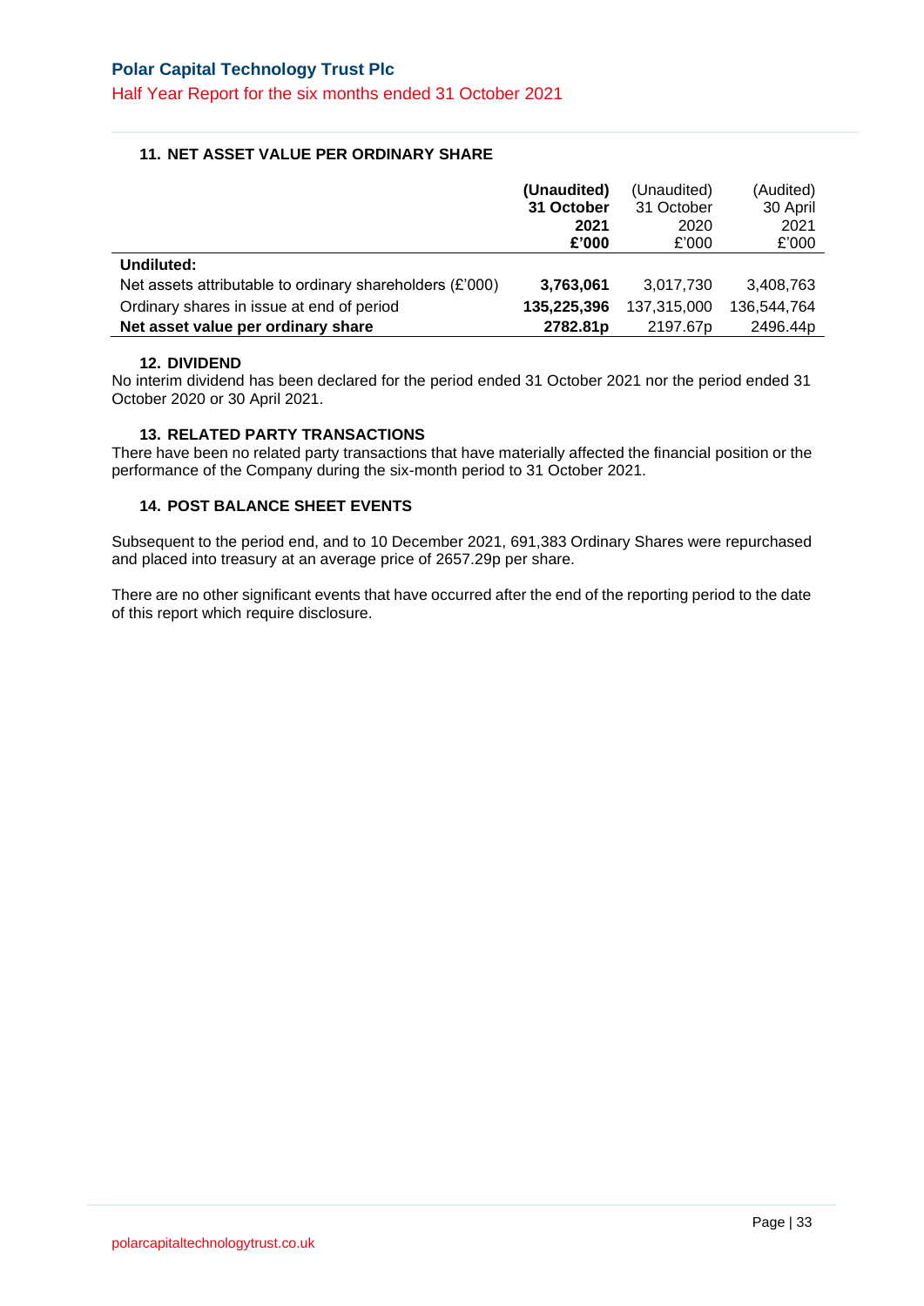## 11. NET ASSET VALUE PER ORDINARY SHARE

| | **(Unaudited) 31 October 2021 £'000** | (Unaudited) 31 October 2020 £'000 | (Audited) 30 April 2021 £'000 |
|---|---|---|---|
| **Undiluted:** | | | |
| Net assets attributable to ordinary shareholders (£'000) | **3,763,061** | 3,017,730 | 3,408,763 |
| Ordinary shares in issue at end of period | **135,225,396** | 137,315,000 | 136,544,764 |
| **Net asset value per ordinary share** | **2782.81p** | 2197.67p | 2496.44p |

## 12. DIVIDEND

No interim dividend has been declared for the period ended 31 October 2021 nor the period ended 31 October 2020 or 30 April 2021.

## 13. RELATED PARTY TRANSACTIONS

There have been no related party transactions that have materially affected the financial position or the performance of the Company during the six-month period to 31 October 2021.

## 14. POST BALANCE SHEET EVENTS

Subsequent to the period end, and to 10 December 2021, 691,383 Ordinary Shares were repurchased and placed into treasury at an average price of 2657.29p per share.

There are no other significant events that have occurred after the end of the reporting period to the date of this report which require disclosure.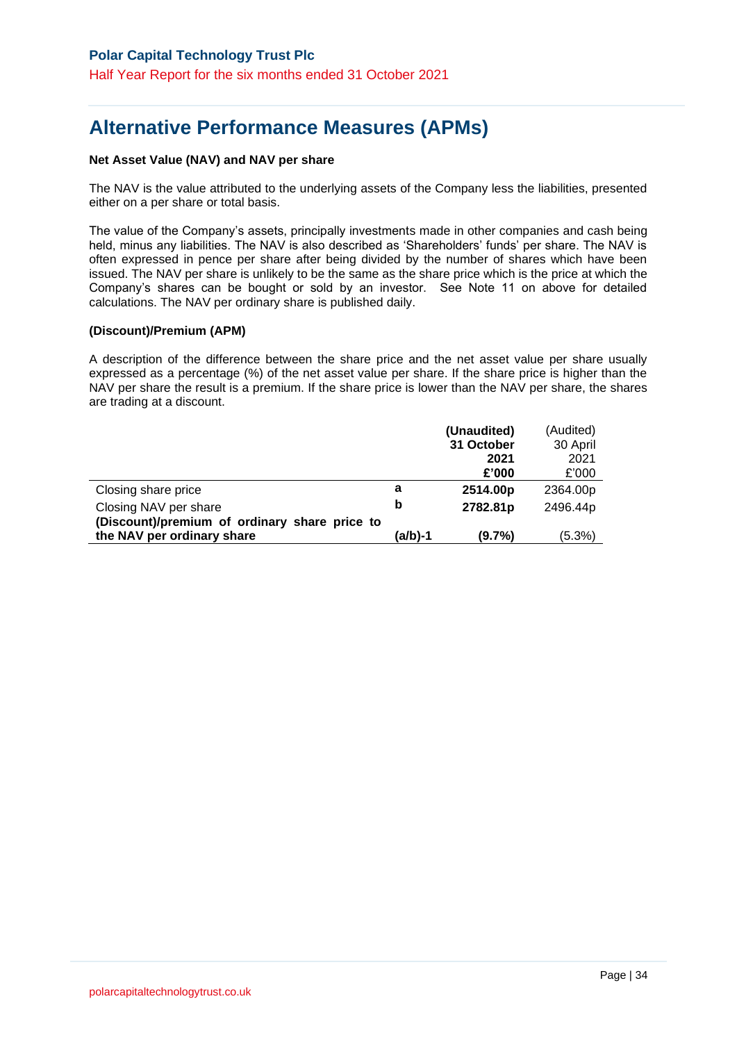# Alternative Performance Measures (APMs)

**Net Asset Value (NAV) and NAV per share**

The NAV is the value attributed to the underlying assets of the Company less the liabilities, presented either on a per share or total basis.

The value of the Company's assets, principally investments made in other companies and cash being held, minus any liabilities. The NAV is also described as 'Shareholders' funds' per share. The NAV is often expressed in pence per share after being divided by the number of shares which have been issued. The NAV per share is unlikely to be the same as the share price which is the price at which the Company's shares can be bought or sold by an investor. See Note 11 on above for detailed calculations. The NAV per ordinary share is published daily.

**(Discount)/Premium (APM)**

A description of the difference between the share price and the net asset value per share usually expressed as a percentage (%) of the net asset value per share. If the share price is higher than the NAV per share the result is a premium. If the share price is lower than the NAV per share, the shares are trading at a discount.

| | | **(Unaudited) 31 October 2021 £'000** | (Audited) 30 April 2021 £'000 |
|---|---|---|---|
| Closing share price | **a** | **2514.00p** | 2364.00p |
| Closing NAV per share | **b** | **2782.81p** | 2496.44p |
| **(Discount)/premium of ordinary share price to the NAV per ordinary share** | **(a/b)-1** | **(9.7%)** | (5.3%) |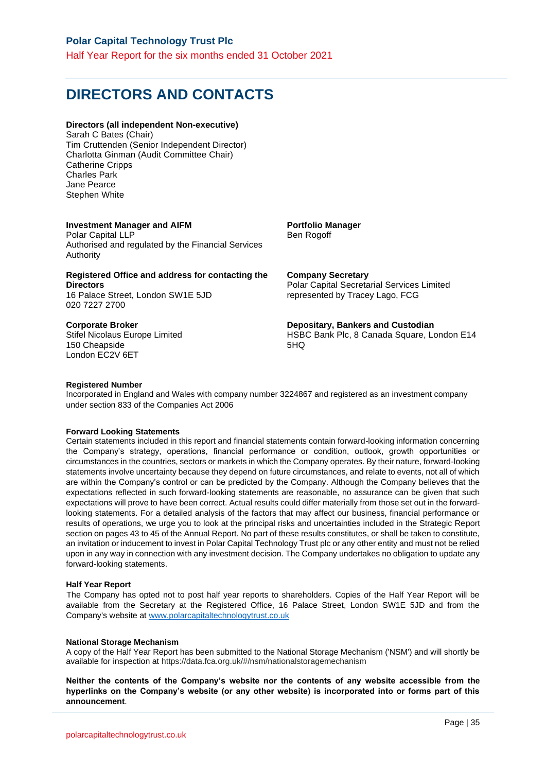# DIRECTORS AND CONTACTS

**Directors (all independent Non-executive)**
Sarah C Bates (Chair)
Tim Cruttenden (Senior Independent Director)
Charlotta Ginman (Audit Committee Chair)
Catherine Cripps
Charles Park
Jane Pearce
Stephen White

**Investment Manager and AIFM**
Polar Capital LLP
Authorised and regulated by the Financial Services Authority

**Portfolio Manager**
Ben Rogoff

**Registered Office and address for contacting the Directors**
16 Palace Street, London SW1E 5JD
020 7227 2700

**Company Secretary**
Polar Capital Secretarial Services Limited represented by Tracey Lago, FCG

**Corporate Broker**
Stifel Nicolaus Europe Limited
150 Cheapside
London EC2V 6ET

**Depositary, Bankers and Custodian**
HSBC Bank Plc, 8 Canada Square, London E14 5HQ

**Registered Number**
Incorporated in England and Wales with company number 3224867 and registered as an investment company under section 833 of the Companies Act 2006

**Forward Looking Statements**
Certain statements included in this report and financial statements contain forward-looking information concerning the Company's strategy, operations, financial performance or condition, outlook, growth opportunities or circumstances in the countries, sectors or markets in which the Company operates. By their nature, forward-looking statements involve uncertainty because they depend on future circumstances, and relate to events, not all of which are within the Company's control or can be predicted by the Company. Although the Company believes that the expectations reflected in such forward-looking statements are reasonable, no assurance can be given that such expectations will prove to have been correct. Actual results could differ materially from those set out in the forward-looking statements. For a detailed analysis of the factors that may affect our business, financial performance or results of operations, we urge you to look at the principal risks and uncertainties included in the Strategic Report section on pages 43 to 45 of the Annual Report. No part of these results constitutes, or shall be taken to constitute, an invitation or inducement to invest in Polar Capital Technology Trust plc or any other entity and must not be relied upon in any way in connection with any investment decision. The Company undertakes no obligation to update any forward-looking statements.

**Half Year Report**
The Company has opted not to post half year reports to shareholders. Copies of the Half Year Report will be available from the Secretary at the Registered Office, 16 Palace Street, London SW1E 5JD and from the Company's website at www.polarcapitaltechnologytrust.co.uk

**National Storage Mechanism**
A copy of the Half Year Report has been submitted to the National Storage Mechanism ('NSM') and will shortly be available for inspection at https://data.fca.org.uk/#/nsm/nationalstoragemechanism

**Neither the contents of the Company's website nor the contents of any website accessible from the hyperlinks on the Company's website (or any other website) is incorporated into or forms part of this announcement**.